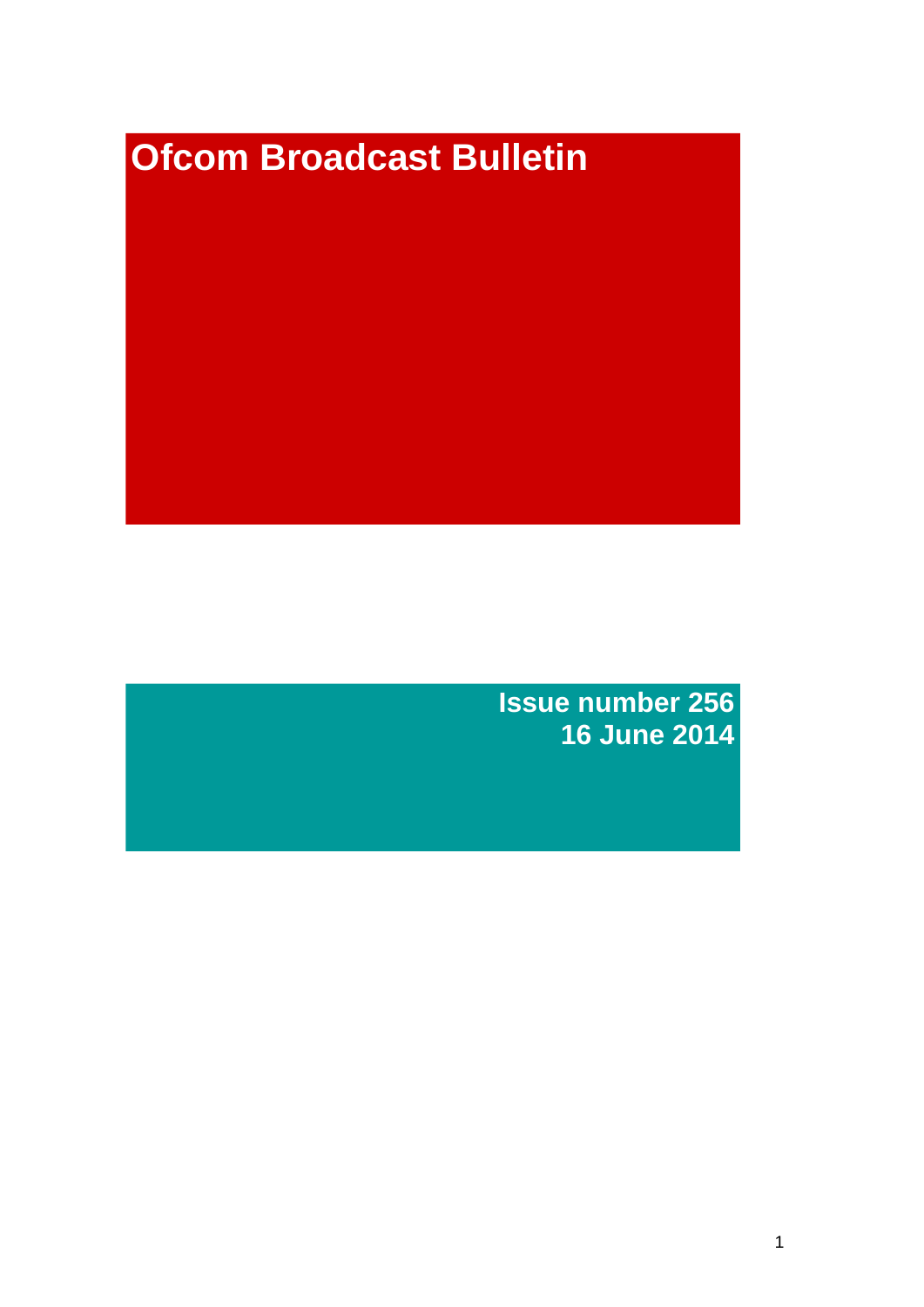# Ofcom Broadcast Bulletin

**Issue number 256**
**16 June 2014**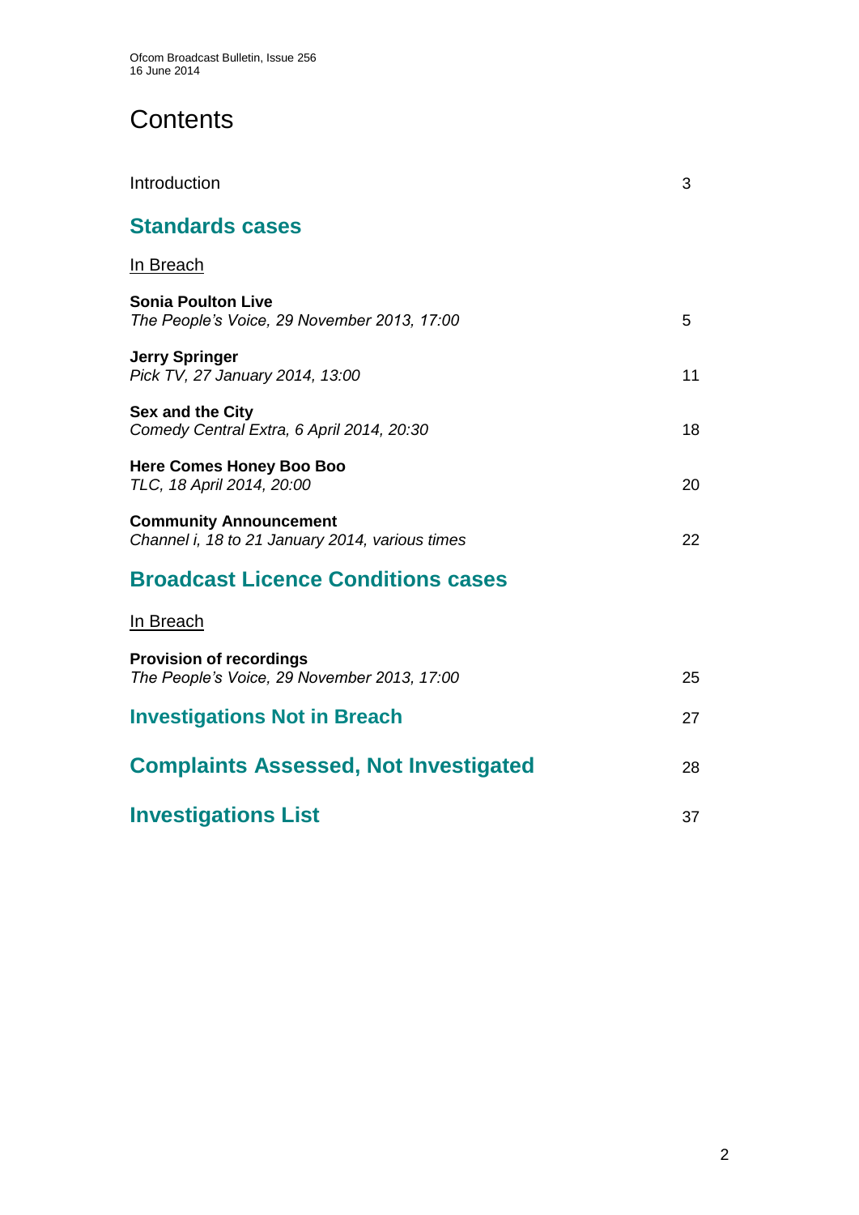# Contents

Introduction 3

## Standards cases

In Breach

**Sonia Poulton Live**
*The People's Voice, 29 November 2013, 17:00* 5

**Jerry Springer**
*Pick TV, 27 January 2014, 13:00* 11

**Sex and the City**
*Comedy Central Extra, 6 April 2014, 20:30* 18

**Here Comes Honey Boo Boo**
*TLC, 18 April 2014, 20:00* 20

**Community Announcement**
*Channel i, 18 to 21 January 2014, various times* 22

## Broadcast Licence Conditions cases

In Breach

**Provision of recordings**
*The People's Voice, 29 November 2013, 17:00* 25

## Investigations Not in Breach 27

## Complaints Assessed, Not Investigated 28

## Investigations List 37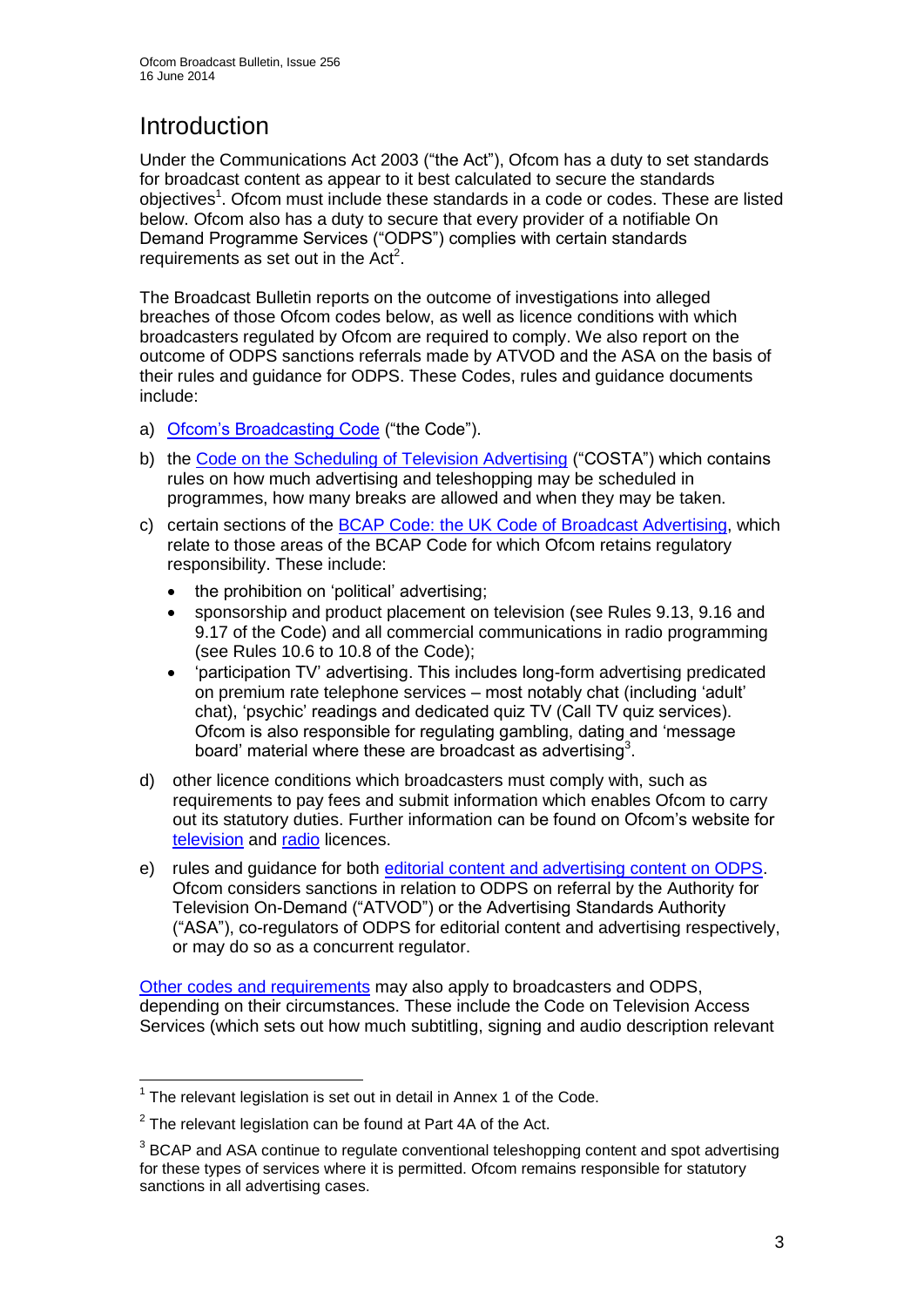# Introduction

Under the Communications Act 2003 ("the Act"), Ofcom has a duty to set standards for broadcast content as appear to it best calculated to secure the standards objectives[1]. Ofcom must include these standards in a code or codes. These are listed below. Ofcom also has a duty to secure that every provider of a notifiable On Demand Programme Services ("ODPS") complies with certain standards requirements as set out in the Act[2].

The Broadcast Bulletin reports on the outcome of investigations into alleged breaches of those Ofcom codes below, as well as licence conditions with which broadcasters regulated by Ofcom are required to comply. We also report on the outcome of ODPS sanctions referrals made by ATVOD and the ASA on the basis of their rules and guidance for ODPS. These Codes, rules and guidance documents include:

a) Ofcom's Broadcasting Code ("the Code").

b) the Code on the Scheduling of Television Advertising ("COSTA") which contains rules on how much advertising and teleshopping may be scheduled in programmes, how many breaks are allowed and when they may be taken.

c) certain sections of the BCAP Code: the UK Code of Broadcast Advertising, which relate to those areas of the BCAP Code for which Ofcom retains regulatory responsibility. These include:
   - the prohibition on 'political' advertising;
   - sponsorship and product placement on television (see Rules 9.13, 9.16 and 9.17 of the Code) and all commercial communications in radio programming (see Rules 10.6 to 10.8 of the Code);
   - 'participation TV' advertising. This includes long-form advertising predicated on premium rate telephone services – most notably chat (including 'adult' chat), 'psychic' readings and dedicated quiz TV (Call TV quiz services). Ofcom is also responsible for regulating gambling, dating and 'message board' material where these are broadcast as advertising[3].

d) other licence conditions which broadcasters must comply with, such as requirements to pay fees and submit information which enables Ofcom to carry out its statutory duties. Further information can be found on Ofcom's website for television and radio licences.

e) rules and guidance for both editorial content and advertising content on ODPS. Ofcom considers sanctions in relation to ODPS on referral by the Authority for Television On-Demand ("ATVOD") or the Advertising Standards Authority ("ASA"), co-regulators of ODPS for editorial content and advertising respectively, or may do so as a concurrent regulator.

Other codes and requirements may also apply to broadcasters and ODPS, depending on their circumstances. These include the Code on Television Access Services (which sets out how much subtitling, signing and audio description relevant

---

[1] The relevant legislation is set out in detail in Annex 1 of the Code.

[2] The relevant legislation can be found at Part 4A of the Act.

[3] BCAP and ASA continue to regulate conventional teleshopping content and spot advertising for these types of services where it is permitted. Ofcom remains responsible for statutory sanctions in all advertising cases.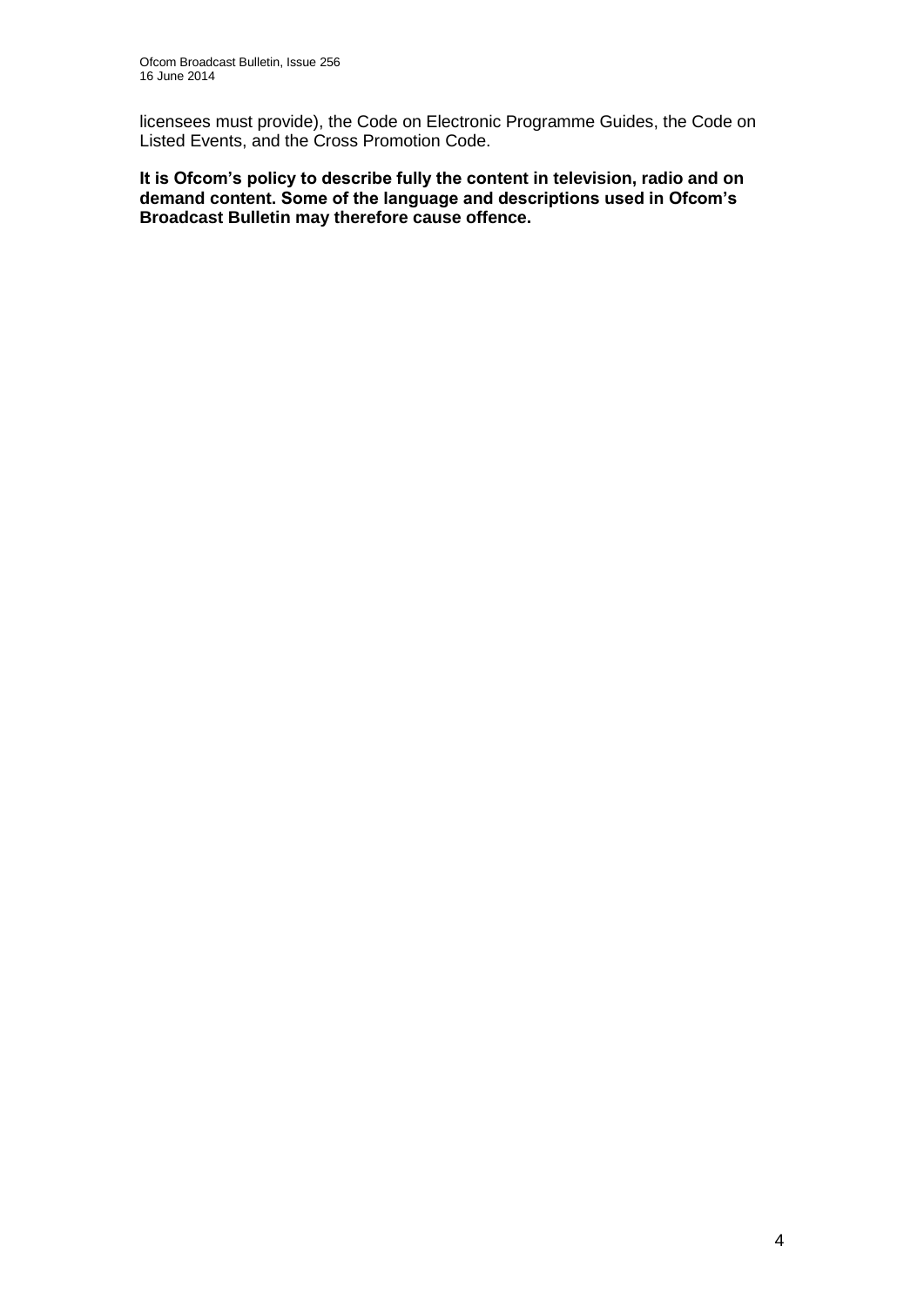licensees must provide), the Code on Electronic Programme Guides, the Code on Listed Events, and the Cross Promotion Code.

**It is Ofcom's policy to describe fully the content in television, radio and on demand content. Some of the language and descriptions used in Ofcom's Broadcast Bulletin may therefore cause offence.**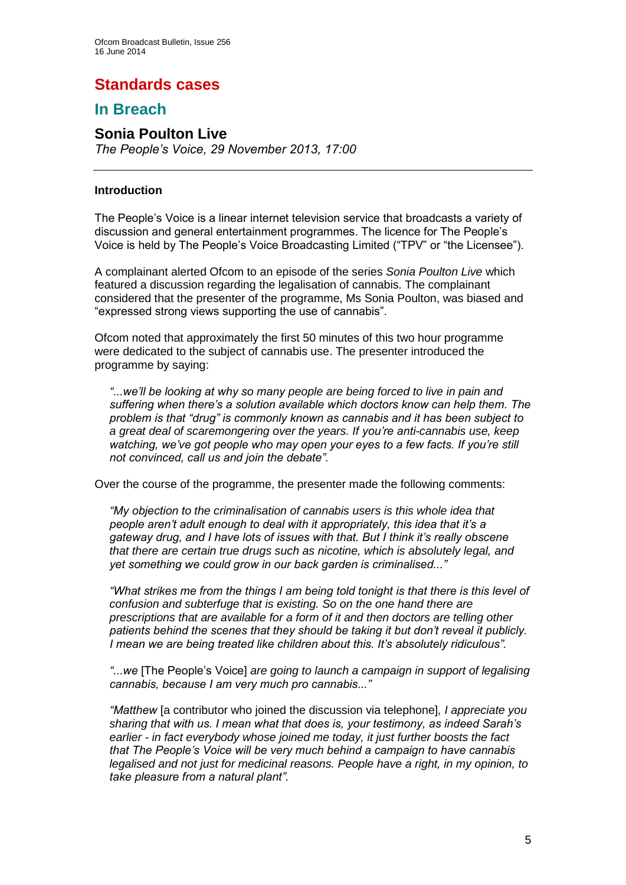# Standards cases

## In Breach

### Sonia Poulton Live

*The People's Voice, 29 November 2013, 17:00*

---

**Introduction**

The People's Voice is a linear internet television service that broadcasts a variety of discussion and general entertainment programmes. The licence for The People's Voice is held by The People's Voice Broadcasting Limited ("TPV" or "the Licensee").

A complainant alerted Ofcom to an episode of the series *Sonia Poulton Live* which featured a discussion regarding the legalisation of cannabis. The complainant considered that the presenter of the programme, Ms Sonia Poulton, was biased and "expressed strong views supporting the use of cannabis".

Ofcom noted that approximately the first 50 minutes of this two hour programme were dedicated to the subject of cannabis use. The presenter introduced the programme by saying:

> *"...we'll be looking at why so many people are being forced to live in pain and suffering when there's a solution available which doctors know can help them. The problem is that "drug" is commonly known as cannabis and it has been subject to a great deal of scaremongering over the years. If you're anti-cannabis use, keep watching, we've got people who may open your eyes to a few facts. If you're still not convinced, call us and join the debate".*

Over the course of the programme, the presenter made the following comments:

> *"My objection to the criminalisation of cannabis users is this whole idea that people aren't adult enough to deal with it appropriately, this idea that it's a gateway drug, and I have lots of issues with that. But I think it's really obscene that there are certain true drugs such as nicotine, which is absolutely legal, and yet something we could grow in our back garden is criminalised..."*

> *"What strikes me from the things I am being told tonight is that there is this level of confusion and subterfuge that is existing. So on the one hand there are prescriptions that are available for a form of it and then doctors are telling other patients behind the scenes that they should be taking it but don't reveal it publicly. I mean we are being treated like children about this. It's absolutely ridiculous".*

> *"...we* [The People's Voice] *are going to launch a campaign in support of legalising cannabis, because I am very much pro cannabis..."*

> *"Matthew* [a contributor who joined the discussion via telephone]*, I appreciate you sharing that with us. I mean what that does is, your testimony, as indeed Sarah's earlier - in fact everybody whose joined me today, it just further boosts the fact that The People's Voice will be very much behind a campaign to have cannabis legalised and not just for medicinal reasons. People have a right, in my opinion, to take pleasure from a natural plant".*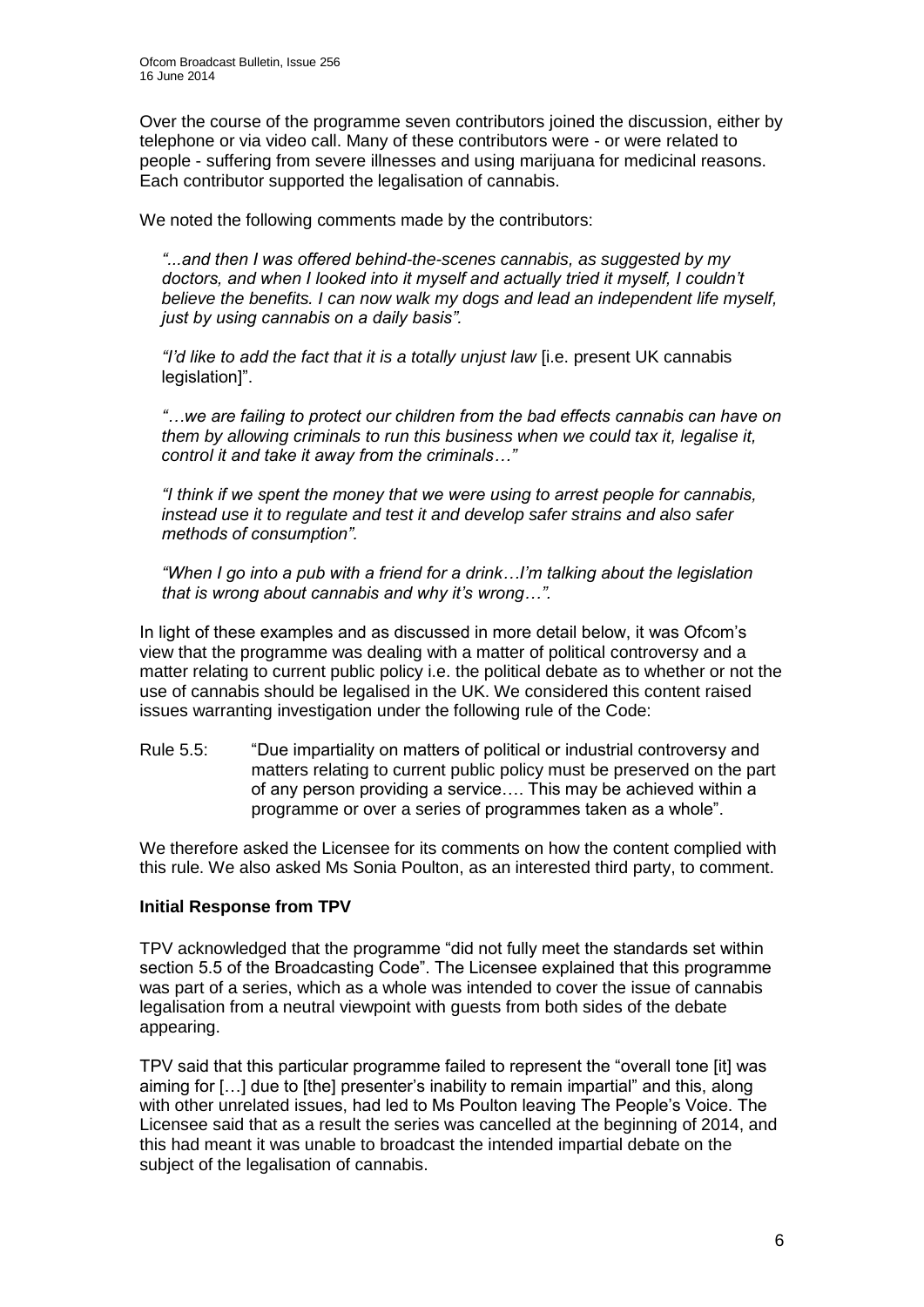Over the course of the programme seven contributors joined the discussion, either by telephone or via video call. Many of these contributors were - or were related to people - suffering from severe illnesses and using marijuana for medicinal reasons. Each contributor supported the legalisation of cannabis.

We noted the following comments made by the contributors:

> *"...and then I was offered behind-the-scenes cannabis, as suggested by my doctors, and when I looked into it myself and actually tried it myself, I couldn't believe the benefits. I can now walk my dogs and lead an independent life myself, just by using cannabis on a daily basis".*
>
> *"I'd like to add the fact that it is a totally unjust law* [i.e. present UK cannabis legislation]".
>
> *"…we are failing to protect our children from the bad effects cannabis can have on them by allowing criminals to run this business when we could tax it, legalise it, control it and take it away from the criminals…"*
>
> *"I think if we spent the money that we were using to arrest people for cannabis, instead use it to regulate and test it and develop safer strains and also safer methods of consumption".*
>
> *"When I go into a pub with a friend for a drink…I'm talking about the legislation that is wrong about cannabis and why it's wrong…".*

In light of these examples and as discussed in more detail below, it was Ofcom's view that the programme was dealing with a matter of political controversy and a matter relating to current public policy i.e. the political debate as to whether or not the use of cannabis should be legalised in the UK. We considered this content raised issues warranting investigation under the following rule of the Code:

Rule 5.5: "Due impartiality on matters of political or industrial controversy and matters relating to current public policy must be preserved on the part of any person providing a service…. This may be achieved within a programme or over a series of programmes taken as a whole".

We therefore asked the Licensee for its comments on how the content complied with this rule. We also asked Ms Sonia Poulton, as an interested third party, to comment.

**Initial Response from TPV**

TPV acknowledged that the programme "did not fully meet the standards set within section 5.5 of the Broadcasting Code". The Licensee explained that this programme was part of a series, which as a whole was intended to cover the issue of cannabis legalisation from a neutral viewpoint with guests from both sides of the debate appearing.

TPV said that this particular programme failed to represent the "overall tone [it] was aiming for […] due to [the] presenter's inability to remain impartial" and this, along with other unrelated issues, had led to Ms Poulton leaving The People's Voice. The Licensee said that as a result the series was cancelled at the beginning of 2014, and this had meant it was unable to broadcast the intended impartial debate on the subject of the legalisation of cannabis.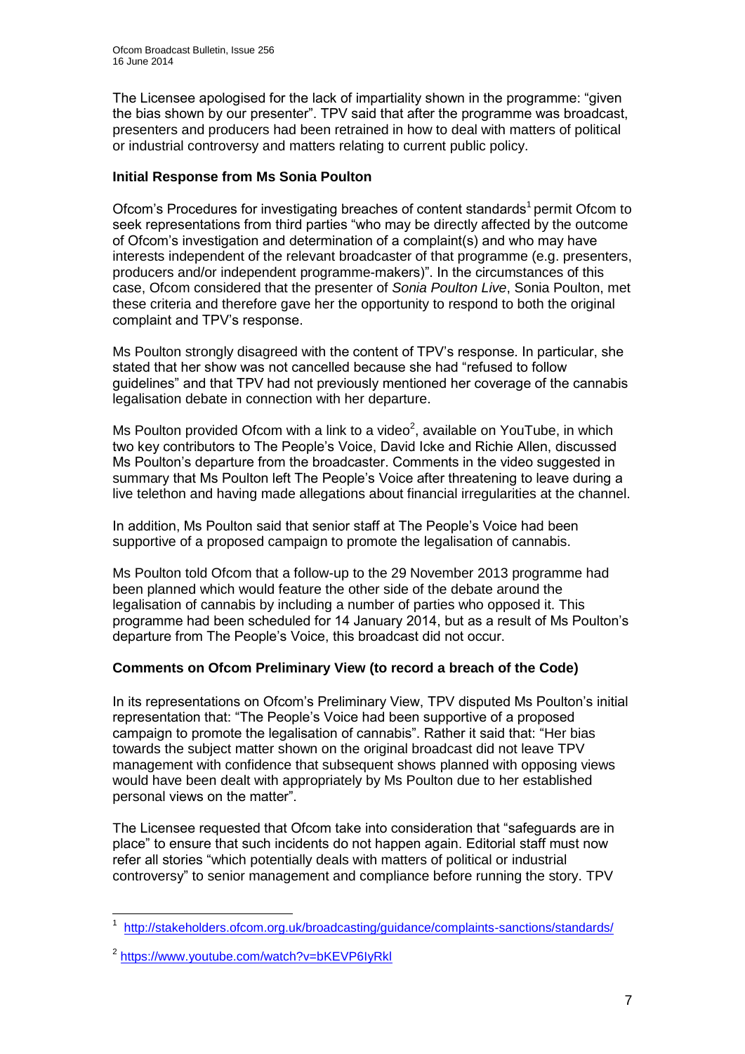The Licensee apologised for the lack of impartiality shown in the programme: "given the bias shown by our presenter". TPV said that after the programme was broadcast, presenters and producers had been retrained in how to deal with matters of political or industrial controversy and matters relating to current public policy.

**Initial Response from Ms Sonia Poulton**

Ofcom's Procedures for investigating breaches of content standards[1] permit Ofcom to seek representations from third parties "who may be directly affected by the outcome of Ofcom's investigation and determination of a complaint(s) and who may have interests independent of the relevant broadcaster of that programme (e.g. presenters, producers and/or independent programme-makers)". In the circumstances of this case, Ofcom considered that the presenter of *Sonia Poulton Live*, Sonia Poulton, met these criteria and therefore gave her the opportunity to respond to both the original complaint and TPV's response.

Ms Poulton strongly disagreed with the content of TPV's response. In particular, she stated that her show was not cancelled because she had "refused to follow guidelines" and that TPV had not previously mentioned her coverage of the cannabis legalisation debate in connection with her departure.

Ms Poulton provided Ofcom with a link to a video[2], available on YouTube, in which two key contributors to The People's Voice, David Icke and Richie Allen, discussed Ms Poulton's departure from the broadcaster. Comments in the video suggested in summary that Ms Poulton left The People's Voice after threatening to leave during a live telethon and having made allegations about financial irregularities at the channel.

In addition, Ms Poulton said that senior staff at The People's Voice had been supportive of a proposed campaign to promote the legalisation of cannabis.

Ms Poulton told Ofcom that a follow-up to the 29 November 2013 programme had been planned which would feature the other side of the debate around the legalisation of cannabis by including a number of parties who opposed it. This programme had been scheduled for 14 January 2014, but as a result of Ms Poulton's departure from The People's Voice, this broadcast did not occur.

**Comments on Ofcom Preliminary View (to record a breach of the Code)**

In its representations on Ofcom's Preliminary View, TPV disputed Ms Poulton's initial representation that: "The People's Voice had been supportive of a proposed campaign to promote the legalisation of cannabis". Rather it said that: "Her bias towards the subject matter shown on the original broadcast did not leave TPV management with confidence that subsequent shows planned with opposing views would have been dealt with appropriately by Ms Poulton due to her established personal views on the matter".

The Licensee requested that Ofcom take into consideration that "safeguards are in place" to ensure that such incidents do not happen again. Editorial staff must now refer all stories "which potentially deals with matters of political or industrial controversy" to senior management and compliance before running the story. TPV

---

[1] http://stakeholders.ofcom.org.uk/broadcasting/guidance/complaints-sanctions/standards/

[2] https://www.youtube.com/watch?v=bKEVP6IyRkl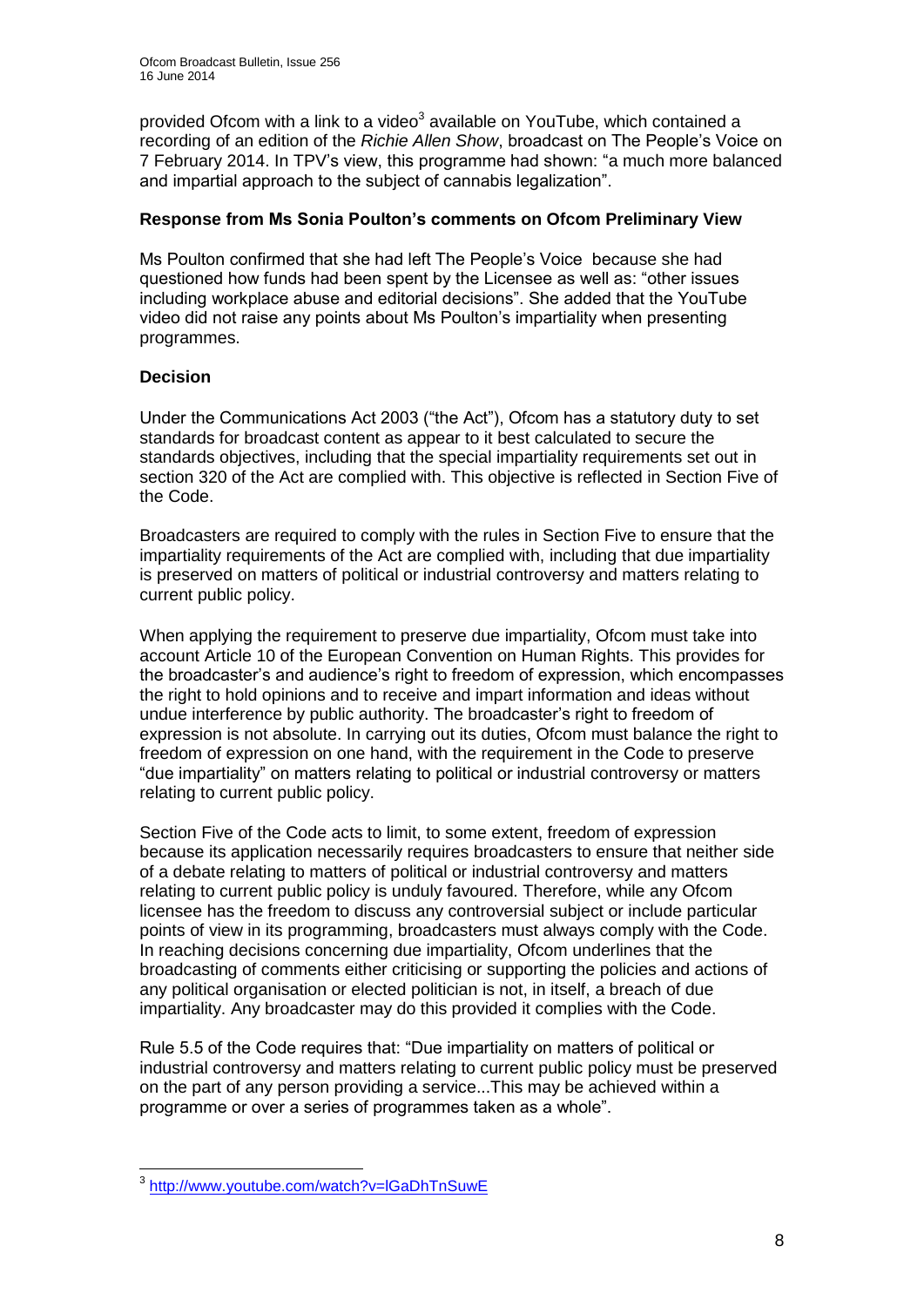provided Ofcom with a link to a video[3] available on YouTube, which contained a recording of an edition of the *Richie Allen Show*, broadcast on The People's Voice on 7 February 2014. In TPV's view, this programme had shown: "a much more balanced and impartial approach to the subject of cannabis legalization".

**Response from Ms Sonia Poulton's comments on Ofcom Preliminary View**

Ms Poulton confirmed that she had left The People's Voice because she had questioned how funds had been spent by the Licensee as well as: "other issues including workplace abuse and editorial decisions". She added that the YouTube video did not raise any points about Ms Poulton's impartiality when presenting programmes.

**Decision**

Under the Communications Act 2003 ("the Act"), Ofcom has a statutory duty to set standards for broadcast content as appear to it best calculated to secure the standards objectives, including that the special impartiality requirements set out in section 320 of the Act are complied with. This objective is reflected in Section Five of the Code.

Broadcasters are required to comply with the rules in Section Five to ensure that the impartiality requirements of the Act are complied with, including that due impartiality is preserved on matters of political or industrial controversy and matters relating to current public policy.

When applying the requirement to preserve due impartiality, Ofcom must take into account Article 10 of the European Convention on Human Rights. This provides for the broadcaster's and audience's right to freedom of expression, which encompasses the right to hold opinions and to receive and impart information and ideas without undue interference by public authority. The broadcaster's right to freedom of expression is not absolute. In carrying out its duties, Ofcom must balance the right to freedom of expression on one hand, with the requirement in the Code to preserve "due impartiality" on matters relating to political or industrial controversy or matters relating to current public policy.

Section Five of the Code acts to limit, to some extent, freedom of expression because its application necessarily requires broadcasters to ensure that neither side of a debate relating to matters of political or industrial controversy and matters relating to current public policy is unduly favoured. Therefore, while any Ofcom licensee has the freedom to discuss any controversial subject or include particular points of view in its programming, broadcasters must always comply with the Code. In reaching decisions concerning due impartiality, Ofcom underlines that the broadcasting of comments either criticising or supporting the policies and actions of any political organisation or elected politician is not, in itself, a breach of due impartiality. Any broadcaster may do this provided it complies with the Code.

Rule 5.5 of the Code requires that: "Due impartiality on matters of political or industrial controversy and matters relating to current public policy must be preserved on the part of any person providing a service...This may be achieved within a programme or over a series of programmes taken as a whole".

---

[3] http://www.youtube.com/watch?v=lGaDhTnSuwE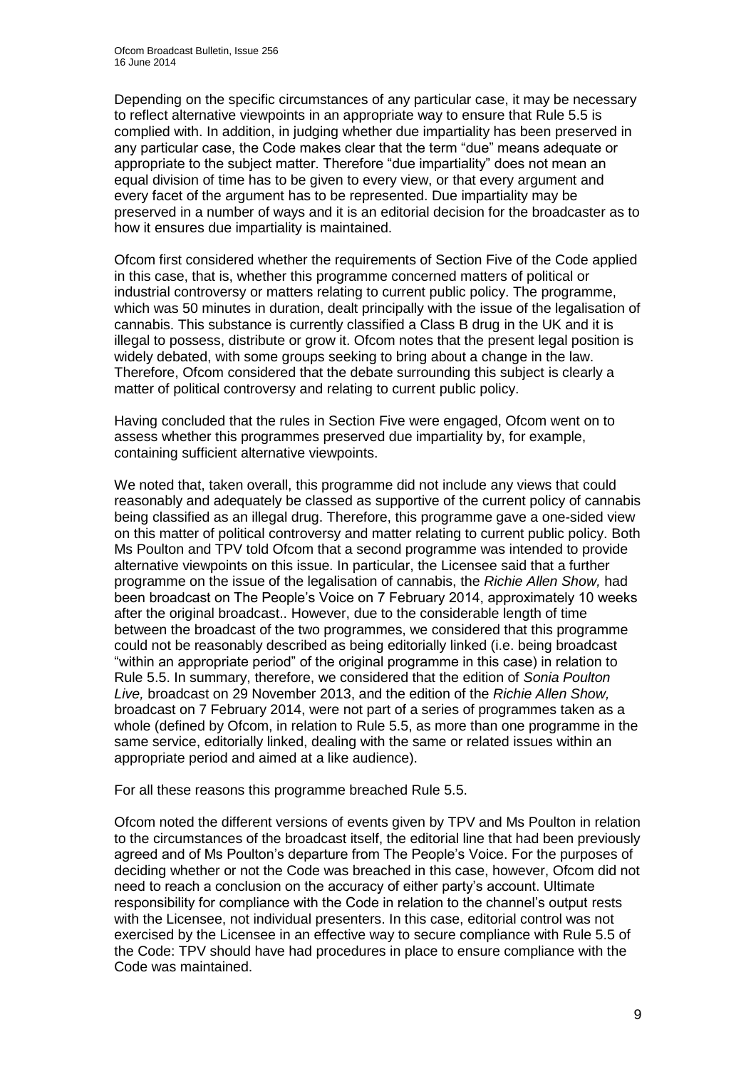Depending on the specific circumstances of any particular case, it may be necessary to reflect alternative viewpoints in an appropriate way to ensure that Rule 5.5 is complied with. In addition, in judging whether due impartiality has been preserved in any particular case, the Code makes clear that the term "due" means adequate or appropriate to the subject matter. Therefore "due impartiality" does not mean an equal division of time has to be given to every view, or that every argument and every facet of the argument has to be represented. Due impartiality may be preserved in a number of ways and it is an editorial decision for the broadcaster as to how it ensures due impartiality is maintained.

Ofcom first considered whether the requirements of Section Five of the Code applied in this case, that is, whether this programme concerned matters of political or industrial controversy or matters relating to current public policy. The programme, which was 50 minutes in duration, dealt principally with the issue of the legalisation of cannabis. This substance is currently classified a Class B drug in the UK and it is illegal to possess, distribute or grow it. Ofcom notes that the present legal position is widely debated, with some groups seeking to bring about a change in the law. Therefore, Ofcom considered that the debate surrounding this subject is clearly a matter of political controversy and relating to current public policy.

Having concluded that the rules in Section Five were engaged, Ofcom went on to assess whether this programmes preserved due impartiality by, for example, containing sufficient alternative viewpoints.

We noted that, taken overall, this programme did not include any views that could reasonably and adequately be classed as supportive of the current policy of cannabis being classified as an illegal drug. Therefore, this programme gave a one-sided view on this matter of political controversy and matter relating to current public policy. Both Ms Poulton and TPV told Ofcom that a second programme was intended to provide alternative viewpoints on this issue. In particular, the Licensee said that a further programme on the issue of the legalisation of cannabis, the *Richie Allen Show,* had been broadcast on The People's Voice on 7 February 2014, approximately 10 weeks after the original broadcast.. However, due to the considerable length of time between the broadcast of the two programmes, we considered that this programme could not be reasonably described as being editorially linked (i.e. being broadcast "within an appropriate period" of the original programme in this case) in relation to Rule 5.5. In summary, therefore, we considered that the edition of *Sonia Poulton Live,* broadcast on 29 November 2013, and the edition of the *Richie Allen Show,* broadcast on 7 February 2014, were not part of a series of programmes taken as a whole (defined by Ofcom, in relation to Rule 5.5, as more than one programme in the same service, editorially linked, dealing with the same or related issues within an appropriate period and aimed at a like audience).

For all these reasons this programme breached Rule 5.5.

Ofcom noted the different versions of events given by TPV and Ms Poulton in relation to the circumstances of the broadcast itself, the editorial line that had been previously agreed and of Ms Poulton's departure from The People's Voice. For the purposes of deciding whether or not the Code was breached in this case, however, Ofcom did not need to reach a conclusion on the accuracy of either party's account. Ultimate responsibility for compliance with the Code in relation to the channel's output rests with the Licensee, not individual presenters. In this case, editorial control was not exercised by the Licensee in an effective way to secure compliance with Rule 5.5 of the Code: TPV should have had procedures in place to ensure compliance with the Code was maintained.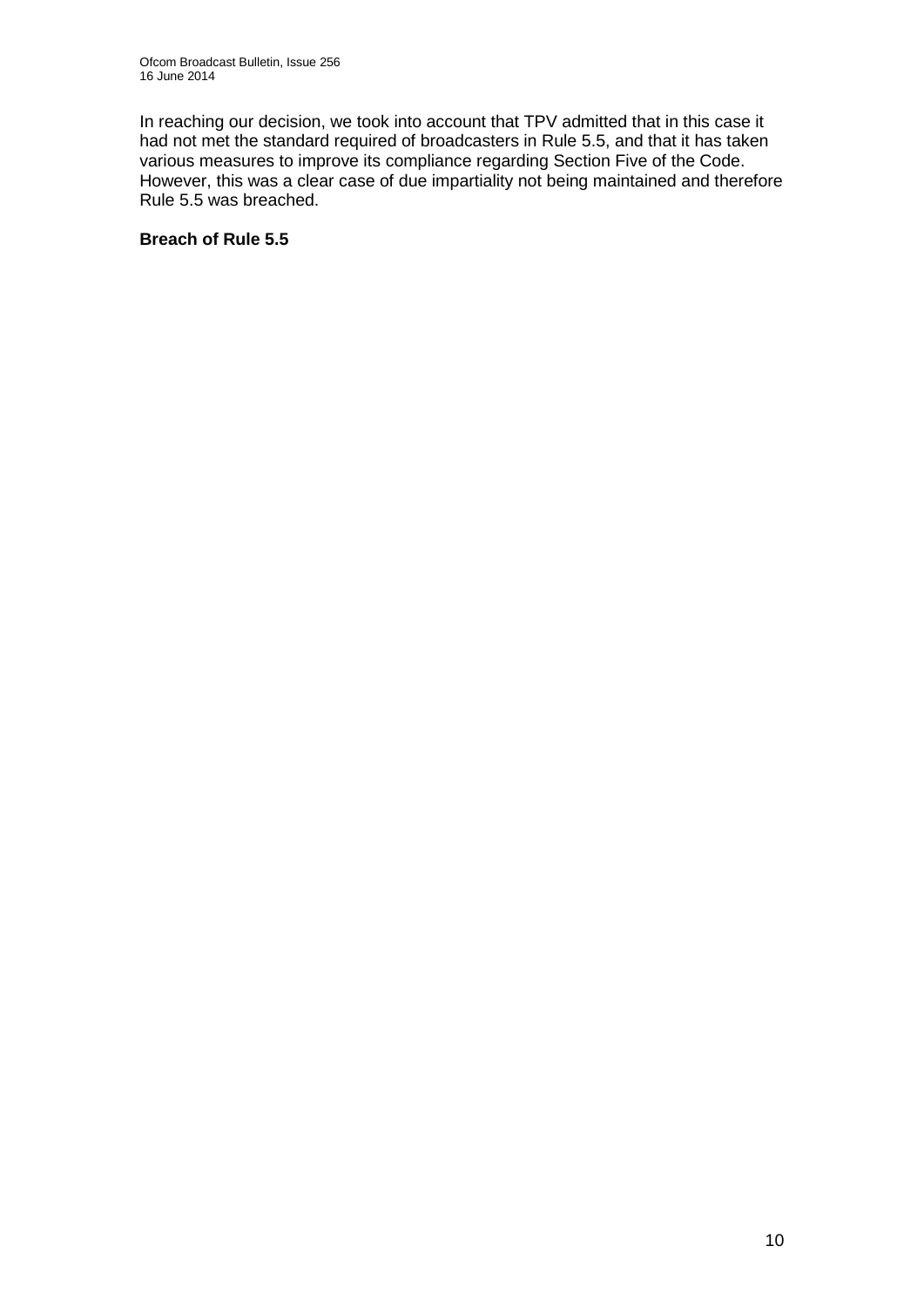In reaching our decision, we took into account that TPV admitted that in this case it had not met the standard required of broadcasters in Rule 5.5, and that it has taken various measures to improve its compliance regarding Section Five of the Code. However, this was a clear case of due impartiality not being maintained and therefore Rule 5.5 was breached.

**Breach of Rule 5.5**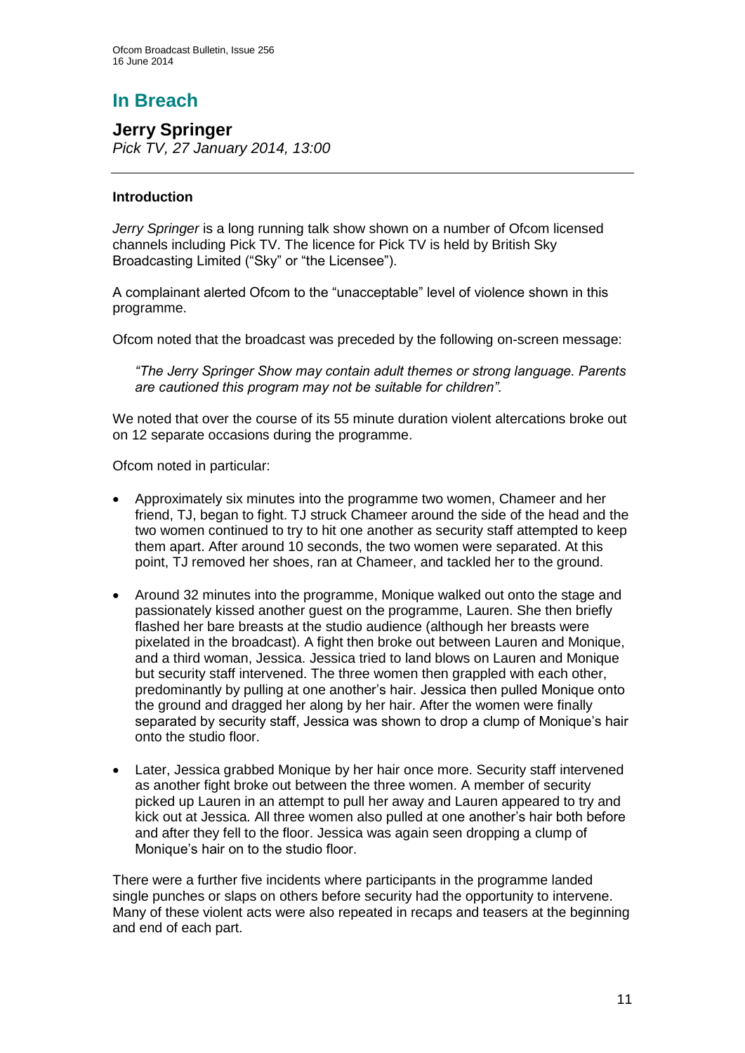# In Breach

## Jerry Springer

*Pick TV, 27 January 2014, 13:00*

### Introduction

*Jerry Springer* is a long running talk show shown on a number of Ofcom licensed channels including Pick TV. The licence for Pick TV is held by British Sky Broadcasting Limited ("Sky" or "the Licensee").

A complainant alerted Ofcom to the "unacceptable" level of violence shown in this programme.

Ofcom noted that the broadcast was preceded by the following on-screen message:

> *"The Jerry Springer Show may contain adult themes or strong language. Parents are cautioned this program may not be suitable for children".*

We noted that over the course of its 55 minute duration violent altercations broke out on 12 separate occasions during the programme.

Ofcom noted in particular:

- Approximately six minutes into the programme two women, Chameer and her friend, TJ, began to fight. TJ struck Chameer around the side of the head and the two women continued to try to hit one another as security staff attempted to keep them apart. After around 10 seconds, the two women were separated. At this point, TJ removed her shoes, ran at Chameer, and tackled her to the ground.
- Around 32 minutes into the programme, Monique walked out onto the stage and passionately kissed another guest on the programme, Lauren. She then briefly flashed her bare breasts at the studio audience (although her breasts were pixelated in the broadcast). A fight then broke out between Lauren and Monique, and a third woman, Jessica. Jessica tried to land blows on Lauren and Monique but security staff intervened. The three women then grappled with each other, predominantly by pulling at one another's hair. Jessica then pulled Monique onto the ground and dragged her along by her hair. After the women were finally separated by security staff, Jessica was shown to drop a clump of Monique's hair onto the studio floor.
- Later, Jessica grabbed Monique by her hair once more. Security staff intervened as another fight broke out between the three women. A member of security picked up Lauren in an attempt to pull her away and Lauren appeared to try and kick out at Jessica. All three women also pulled at one another's hair both before and after they fell to the floor. Jessica was again seen dropping a clump of Monique's hair on to the studio floor.

There were a further five incidents where participants in the programme landed single punches or slaps on others before security had the opportunity to intervene. Many of these violent acts were also repeated in recaps and teasers at the beginning and end of each part.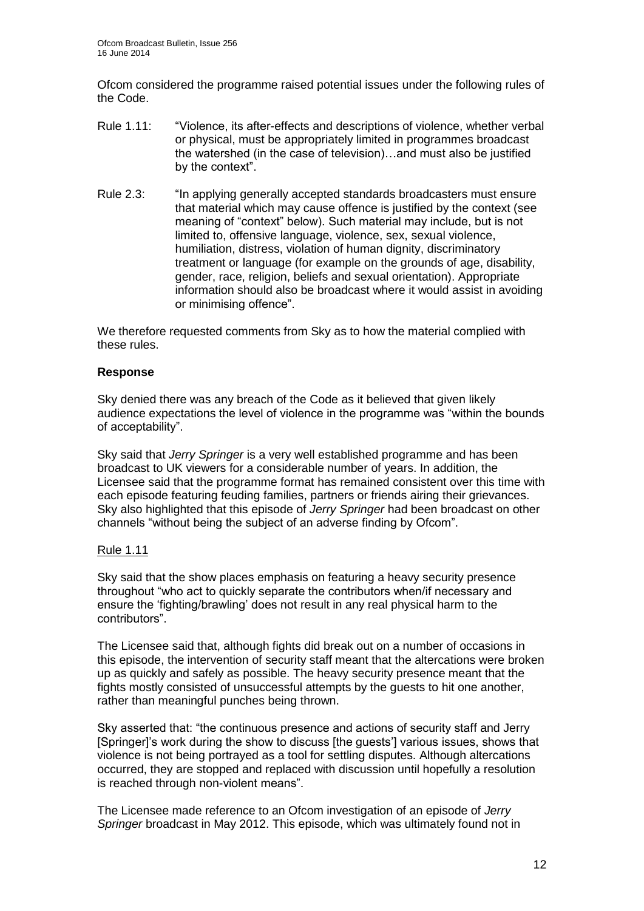Ofcom considered the programme raised potential issues under the following rules of the Code.

Rule 1.11: "Violence, its after-effects and descriptions of violence, whether verbal or physical, must be appropriately limited in programmes broadcast the watershed (in the case of television)…and must also be justified by the context".

Rule 2.3: "In applying generally accepted standards broadcasters must ensure that material which may cause offence is justified by the context (see meaning of "context" below). Such material may include, but is not limited to, offensive language, violence, sex, sexual violence, humiliation, distress, violation of human dignity, discriminatory treatment or language (for example on the grounds of age, disability, gender, race, religion, beliefs and sexual orientation). Appropriate information should also be broadcast where it would assist in avoiding or minimising offence".

We therefore requested comments from Sky as to how the material complied with these rules.

**Response**

Sky denied there was any breach of the Code as it believed that given likely audience expectations the level of violence in the programme was "within the bounds of acceptability".

Sky said that *Jerry Springer* is a very well established programme and has been broadcast to UK viewers for a considerable number of years. In addition, the Licensee said that the programme format has remained consistent over this time with each episode featuring feuding families, partners or friends airing their grievances. Sky also highlighted that this episode of *Jerry Springer* had been broadcast on other channels "without being the subject of an adverse finding by Ofcom".

Rule 1.11

Sky said that the show places emphasis on featuring a heavy security presence throughout "who act to quickly separate the contributors when/if necessary and ensure the 'fighting/brawling' does not result in any real physical harm to the contributors".

The Licensee said that, although fights did break out on a number of occasions in this episode, the intervention of security staff meant that the altercations were broken up as quickly and safely as possible. The heavy security presence meant that the fights mostly consisted of unsuccessful attempts by the guests to hit one another, rather than meaningful punches being thrown.

Sky asserted that: "the continuous presence and actions of security staff and Jerry [Springer]'s work during the show to discuss [the guests'] various issues, shows that violence is not being portrayed as a tool for settling disputes. Although altercations occurred, they are stopped and replaced with discussion until hopefully a resolution is reached through non-violent means".

The Licensee made reference to an Ofcom investigation of an episode of *Jerry Springer* broadcast in May 2012. This episode, which was ultimately found not in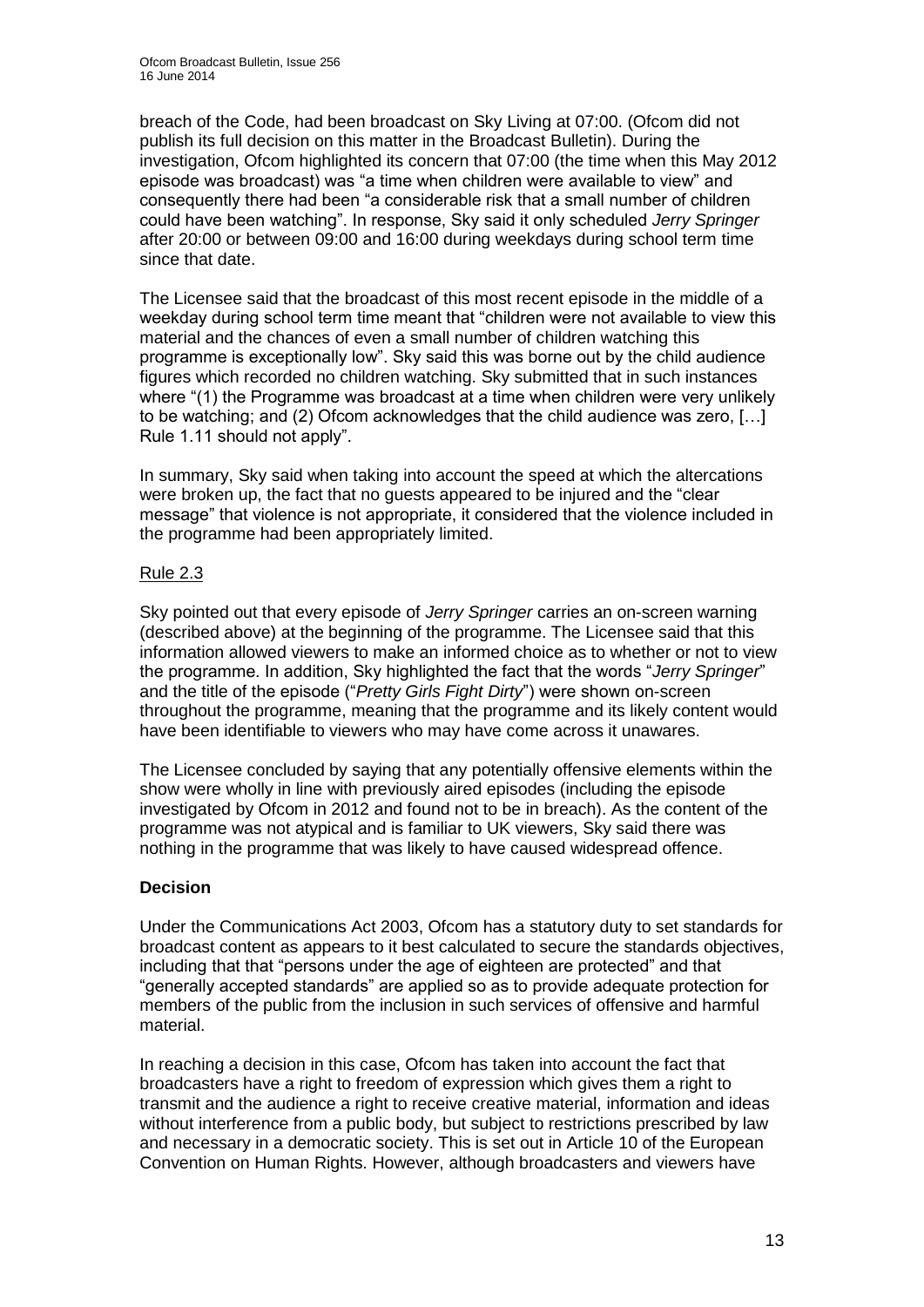breach of the Code, had been broadcast on Sky Living at 07:00. (Ofcom did not publish its full decision on this matter in the Broadcast Bulletin). During the investigation, Ofcom highlighted its concern that 07:00 (the time when this May 2012 episode was broadcast) was "a time when children were available to view" and consequently there had been "a considerable risk that a small number of children could have been watching". In response, Sky said it only scheduled *Jerry Springer* after 20:00 or between 09:00 and 16:00 during weekdays during school term time since that date.

The Licensee said that the broadcast of this most recent episode in the middle of a weekday during school term time meant that "children were not available to view this material and the chances of even a small number of children watching this programme is exceptionally low". Sky said this was borne out by the child audience figures which recorded no children watching. Sky submitted that in such instances where "(1) the Programme was broadcast at a time when children were very unlikely to be watching; and (2) Ofcom acknowledges that the child audience was zero, […] Rule 1.11 should not apply".

In summary, Sky said when taking into account the speed at which the altercations were broken up, the fact that no guests appeared to be injured and the "clear message" that violence is not appropriate, it considered that the violence included in the programme had been appropriately limited.

Rule 2.3

Sky pointed out that every episode of *Jerry Springer* carries an on-screen warning (described above) at the beginning of the programme. The Licensee said that this information allowed viewers to make an informed choice as to whether or not to view the programme. In addition, Sky highlighted the fact that the words "*Jerry Springer*" and the title of the episode ("*Pretty Girls Fight Dirty*") were shown on-screen throughout the programme, meaning that the programme and its likely content would have been identifiable to viewers who may have come across it unawares.

The Licensee concluded by saying that any potentially offensive elements within the show were wholly in line with previously aired episodes (including the episode investigated by Ofcom in 2012 and found not to be in breach). As the content of the programme was not atypical and is familiar to UK viewers, Sky said there was nothing in the programme that was likely to have caused widespread offence.

**Decision**

Under the Communications Act 2003, Ofcom has a statutory duty to set standards for broadcast content as appears to it best calculated to secure the standards objectives, including that that "persons under the age of eighteen are protected" and that "generally accepted standards" are applied so as to provide adequate protection for members of the public from the inclusion in such services of offensive and harmful material.

In reaching a decision in this case, Ofcom has taken into account the fact that broadcasters have a right to freedom of expression which gives them a right to transmit and the audience a right to receive creative material, information and ideas without interference from a public body, but subject to restrictions prescribed by law and necessary in a democratic society. This is set out in Article 10 of the European Convention on Human Rights. However, although broadcasters and viewers have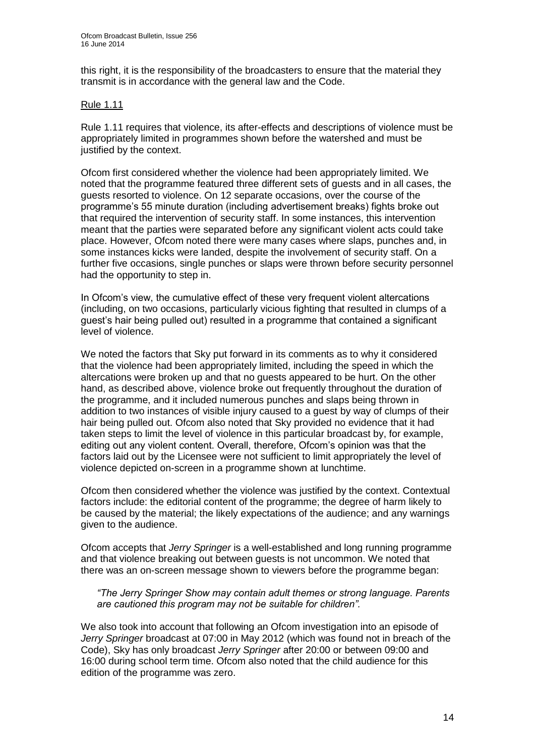this right, it is the responsibility of the broadcasters to ensure that the material they transmit is in accordance with the general law and the Code.

### Rule 1.11

Rule 1.11 requires that violence, its after-effects and descriptions of violence must be appropriately limited in programmes shown before the watershed and must be justified by the context.

Ofcom first considered whether the violence had been appropriately limited. We noted that the programme featured three different sets of guests and in all cases, the guests resorted to violence. On 12 separate occasions, over the course of the programme's 55 minute duration (including advertisement breaks) fights broke out that required the intervention of security staff. In some instances, this intervention meant that the parties were separated before any significant violent acts could take place. However, Ofcom noted there were many cases where slaps, punches and, in some instances kicks were landed, despite the involvement of security staff. On a further five occasions, single punches or slaps were thrown before security personnel had the opportunity to step in.

In Ofcom's view, the cumulative effect of these very frequent violent altercations (including, on two occasions, particularly vicious fighting that resulted in clumps of a guest's hair being pulled out) resulted in a programme that contained a significant level of violence.

We noted the factors that Sky put forward in its comments as to why it considered that the violence had been appropriately limited, including the speed in which the altercations were broken up and that no guests appeared to be hurt. On the other hand, as described above, violence broke out frequently throughout the duration of the programme, and it included numerous punches and slaps being thrown in addition to two instances of visible injury caused to a guest by way of clumps of their hair being pulled out. Ofcom also noted that Sky provided no evidence that it had taken steps to limit the level of violence in this particular broadcast by, for example, editing out any violent content. Overall, therefore, Ofcom's opinion was that the factors laid out by the Licensee were not sufficient to limit appropriately the level of violence depicted on-screen in a programme shown at lunchtime.

Ofcom then considered whether the violence was justified by the context. Contextual factors include: the editorial content of the programme; the degree of harm likely to be caused by the material; the likely expectations of the audience; and any warnings given to the audience.

Ofcom accepts that *Jerry Springer* is a well-established and long running programme and that violence breaking out between guests is not uncommon. We noted that there was an on-screen message shown to viewers before the programme began:

> *"The Jerry Springer Show may contain adult themes or strong language. Parents are cautioned this program may not be suitable for children".*

We also took into account that following an Ofcom investigation into an episode of *Jerry Springer* broadcast at 07:00 in May 2012 (which was found not in breach of the Code), Sky has only broadcast *Jerry Springer* after 20:00 or between 09:00 and 16:00 during school term time. Ofcom also noted that the child audience for this edition of the programme was zero.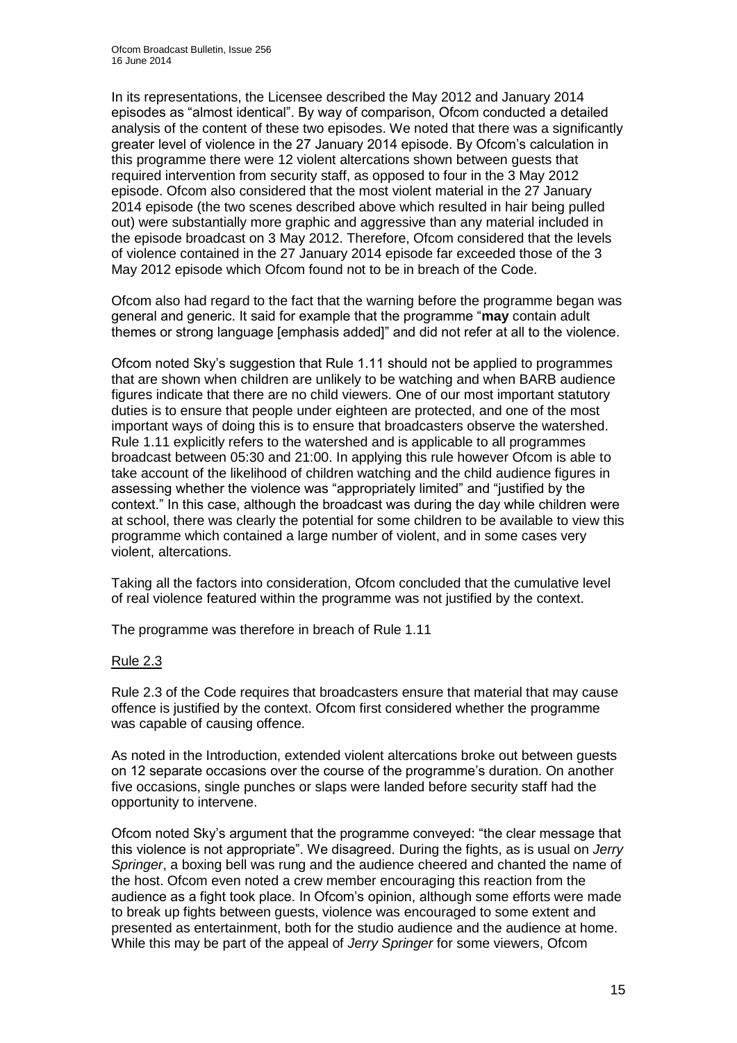In its representations, the Licensee described the May 2012 and January 2014 episodes as "almost identical". By way of comparison, Ofcom conducted a detailed analysis of the content of these two episodes. We noted that there was a significantly greater level of violence in the 27 January 2014 episode. By Ofcom's calculation in this programme there were 12 violent altercations shown between guests that required intervention from security staff, as opposed to four in the 3 May 2012 episode. Ofcom also considered that the most violent material in the 27 January 2014 episode (the two scenes described above which resulted in hair being pulled out) were substantially more graphic and aggressive than any material included in the episode broadcast on 3 May 2012. Therefore, Ofcom considered that the levels of violence contained in the 27 January 2014 episode far exceeded those of the 3 May 2012 episode which Ofcom found not to be in breach of the Code.

Ofcom also had regard to the fact that the warning before the programme began was general and generic. It said for example that the programme "**may** contain adult themes or strong language [emphasis added]" and did not refer at all to the violence.

Ofcom noted Sky's suggestion that Rule 1.11 should not be applied to programmes that are shown when children are unlikely to be watching and when BARB audience figures indicate that there are no child viewers. One of our most important statutory duties is to ensure that people under eighteen are protected, and one of the most important ways of doing this is to ensure that broadcasters observe the watershed. Rule 1.11 explicitly refers to the watershed and is applicable to all programmes broadcast between 05:30 and 21:00. In applying this rule however Ofcom is able to take account of the likelihood of children watching and the child audience figures in assessing whether the violence was "appropriately limited" and "justified by the context." In this case, although the broadcast was during the day while children were at school, there was clearly the potential for some children to be available to view this programme which contained a large number of violent, and in some cases very violent, altercations.

Taking all the factors into consideration, Ofcom concluded that the cumulative level of real violence featured within the programme was not justified by the context.

The programme was therefore in breach of Rule 1.11

Rule 2.3

Rule 2.3 of the Code requires that broadcasters ensure that material that may cause offence is justified by the context. Ofcom first considered whether the programme was capable of causing offence.

As noted in the Introduction, extended violent altercations broke out between guests on 12 separate occasions over the course of the programme's duration. On another five occasions, single punches or slaps were landed before security staff had the opportunity to intervene.

Ofcom noted Sky's argument that the programme conveyed: "the clear message that this violence is not appropriate". We disagreed. During the fights, as is usual on *Jerry Springer*, a boxing bell was rung and the audience cheered and chanted the name of the host. Ofcom even noted a crew member encouraging this reaction from the audience as a fight took place. In Ofcom's opinion, although some efforts were made to break up fights between guests, violence was encouraged to some extent and presented as entertainment, both for the studio audience and the audience at home. While this may be part of the appeal of *Jerry Springer* for some viewers, Ofcom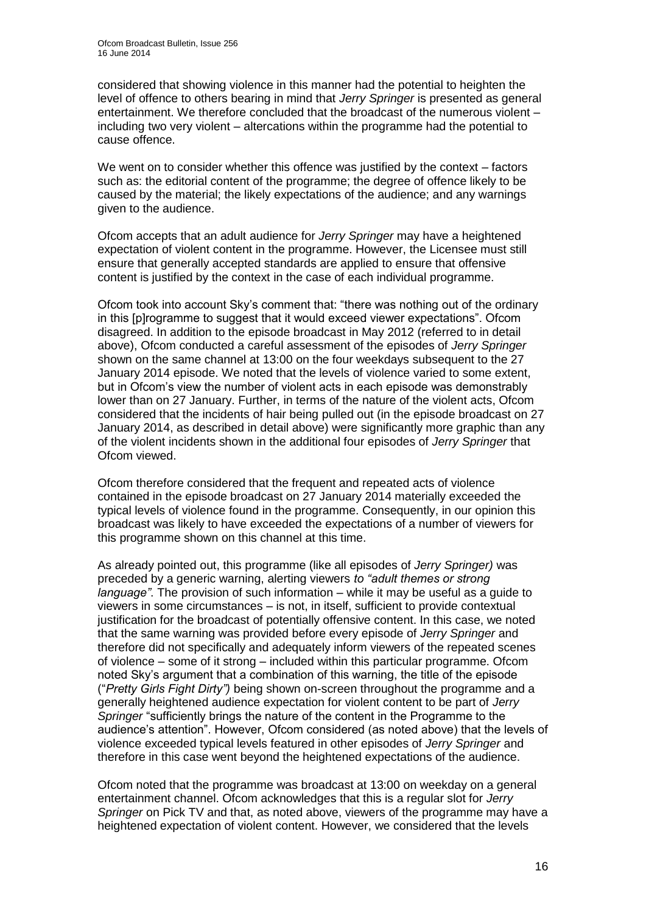considered that showing violence in this manner had the potential to heighten the level of offence to others bearing in mind that *Jerry Springer* is presented as general entertainment. We therefore concluded that the broadcast of the numerous violent – including two very violent – altercations within the programme had the potential to cause offence.

We went on to consider whether this offence was justified by the context – factors such as: the editorial content of the programme; the degree of offence likely to be caused by the material; the likely expectations of the audience; and any warnings given to the audience.

Ofcom accepts that an adult audience for *Jerry Springer* may have a heightened expectation of violent content in the programme. However, the Licensee must still ensure that generally accepted standards are applied to ensure that offensive content is justified by the context in the case of each individual programme.

Ofcom took into account Sky's comment that: "there was nothing out of the ordinary in this [p]rogramme to suggest that it would exceed viewer expectations". Ofcom disagreed. In addition to the episode broadcast in May 2012 (referred to in detail above), Ofcom conducted a careful assessment of the episodes of *Jerry Springer* shown on the same channel at 13:00 on the four weekdays subsequent to the 27 January 2014 episode. We noted that the levels of violence varied to some extent, but in Ofcom's view the number of violent acts in each episode was demonstrably lower than on 27 January. Further, in terms of the nature of the violent acts, Ofcom considered that the incidents of hair being pulled out (in the episode broadcast on 27 January 2014, as described in detail above) were significantly more graphic than any of the violent incidents shown in the additional four episodes of *Jerry Springer* that Ofcom viewed.

Ofcom therefore considered that the frequent and repeated acts of violence contained in the episode broadcast on 27 January 2014 materially exceeded the typical levels of violence found in the programme. Consequently, in our opinion this broadcast was likely to have exceeded the expectations of a number of viewers for this programme shown on this channel at this time.

As already pointed out, this programme (like all episodes of *Jerry Springer)* was preceded by a generic warning, alerting viewers *to "adult themes or strong language"*. The provision of such information – while it may be useful as a guide to viewers in some circumstances – is not, in itself, sufficient to provide contextual justification for the broadcast of potentially offensive content. In this case, we noted that the same warning was provided before every episode of *Jerry Springer* and therefore did not specifically and adequately inform viewers of the repeated scenes of violence – some of it strong – included within this particular programme. Ofcom noted Sky's argument that a combination of this warning, the title of the episode ("*Pretty Girls Fight Dirty")* being shown on-screen throughout the programme and a generally heightened audience expectation for violent content to be part of *Jerry Springer* "sufficiently brings the nature of the content in the Programme to the audience's attention". However, Ofcom considered (as noted above) that the levels of violence exceeded typical levels featured in other episodes of *Jerry Springer* and therefore in this case went beyond the heightened expectations of the audience.

Ofcom noted that the programme was broadcast at 13:00 on weekday on a general entertainment channel. Ofcom acknowledges that this is a regular slot for *Jerry Springer* on Pick TV and that, as noted above, viewers of the programme may have a heightened expectation of violent content. However, we considered that the levels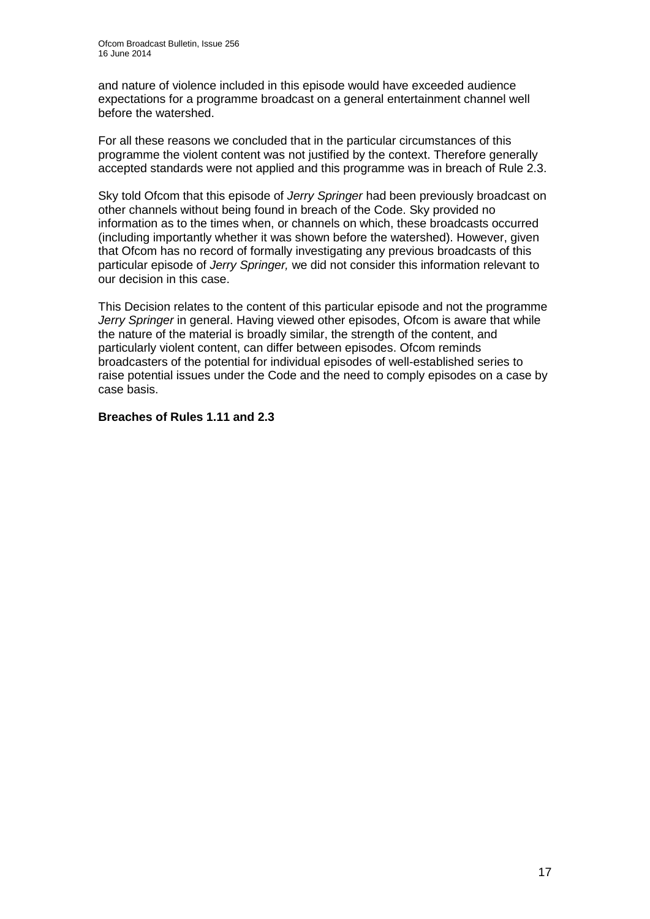and nature of violence included in this episode would have exceeded audience expectations for a programme broadcast on a general entertainment channel well before the watershed.

For all these reasons we concluded that in the particular circumstances of this programme the violent content was not justified by the context. Therefore generally accepted standards were not applied and this programme was in breach of Rule 2.3.

Sky told Ofcom that this episode of *Jerry Springer* had been previously broadcast on other channels without being found in breach of the Code. Sky provided no information as to the times when, or channels on which, these broadcasts occurred (including importantly whether it was shown before the watershed). However, given that Ofcom has no record of formally investigating any previous broadcasts of this particular episode of *Jerry Springer,* we did not consider this information relevant to our decision in this case.

This Decision relates to the content of this particular episode and not the programme *Jerry Springer* in general. Having viewed other episodes, Ofcom is aware that while the nature of the material is broadly similar, the strength of the content, and particularly violent content, can differ between episodes. Ofcom reminds broadcasters of the potential for individual episodes of well-established series to raise potential issues under the Code and the need to comply episodes on a case by case basis.

**Breaches of Rules 1.11 and 2.3**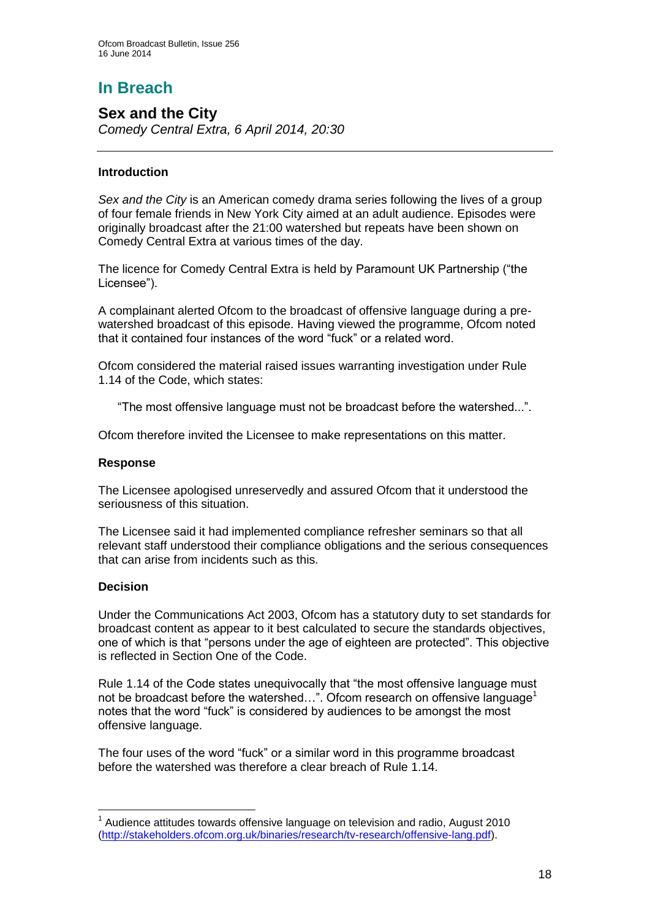# In Breach

## Sex and the City

*Comedy Central Extra, 6 April 2014, 20:30*

---

### Introduction

*Sex and the City* is an American comedy drama series following the lives of a group of four female friends in New York City aimed at an adult audience. Episodes were originally broadcast after the 21:00 watershed but repeats have been shown on Comedy Central Extra at various times of the day.

The licence for Comedy Central Extra is held by Paramount UK Partnership ("the Licensee").

A complainant alerted Ofcom to the broadcast of offensive language during a pre-watershed broadcast of this episode. Having viewed the programme, Ofcom noted that it contained four instances of the word "fuck" or a related word.

Ofcom considered the material raised issues warranting investigation under Rule 1.14 of the Code, which states:

> "The most offensive language must not be broadcast before the watershed...".

Ofcom therefore invited the Licensee to make representations on this matter.

### Response

The Licensee apologised unreservedly and assured Ofcom that it understood the seriousness of this situation.

The Licensee said it had implemented compliance refresher seminars so that all relevant staff understood their compliance obligations and the serious consequences that can arise from incidents such as this.

### Decision

Under the Communications Act 2003, Ofcom has a statutory duty to set standards for broadcast content as appear to it best calculated to secure the standards objectives, one of which is that "persons under the age of eighteen are protected". This objective is reflected in Section One of the Code.

Rule 1.14 of the Code states unequivocally that "the most offensive language must not be broadcast before the watershed…". Ofcom research on offensive language[1] notes that the word "fuck" is considered by audiences to be amongst the most offensive language.

The four uses of the word "fuck" or a similar word in this programme broadcast before the watershed was therefore a clear breach of Rule 1.14.

---

[1] Audience attitudes towards offensive language on television and radio, August 2010 (http://stakeholders.ofcom.org.uk/binaries/research/tv-research/offensive-lang.pdf).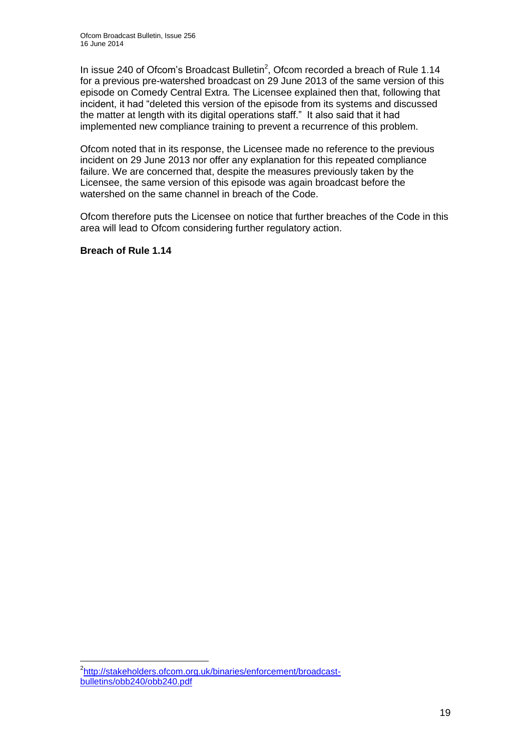In issue 240 of Ofcom's Broadcast Bulletin[2], Ofcom recorded a breach of Rule 1.14 for a previous pre-watershed broadcast on 29 June 2013 of the same version of this episode on Comedy Central Extra. The Licensee explained then that, following that incident, it had "deleted this version of the episode from its systems and discussed the matter at length with its digital operations staff." It also said that it had implemented new compliance training to prevent a recurrence of this problem.

Ofcom noted that in its response, the Licensee made no reference to the previous incident on 29 June 2013 nor offer any explanation for this repeated compliance failure. We are concerned that, despite the measures previously taken by the Licensee, the same version of this episode was again broadcast before the watershed on the same channel in breach of the Code.

Ofcom therefore puts the Licensee on notice that further breaches of the Code in this area will lead to Ofcom considering further regulatory action.

**Breach of Rule 1.14**

---

[2] http://stakeholders.ofcom.org.uk/binaries/enforcement/broadcast-bulletins/obb240/obb240.pdf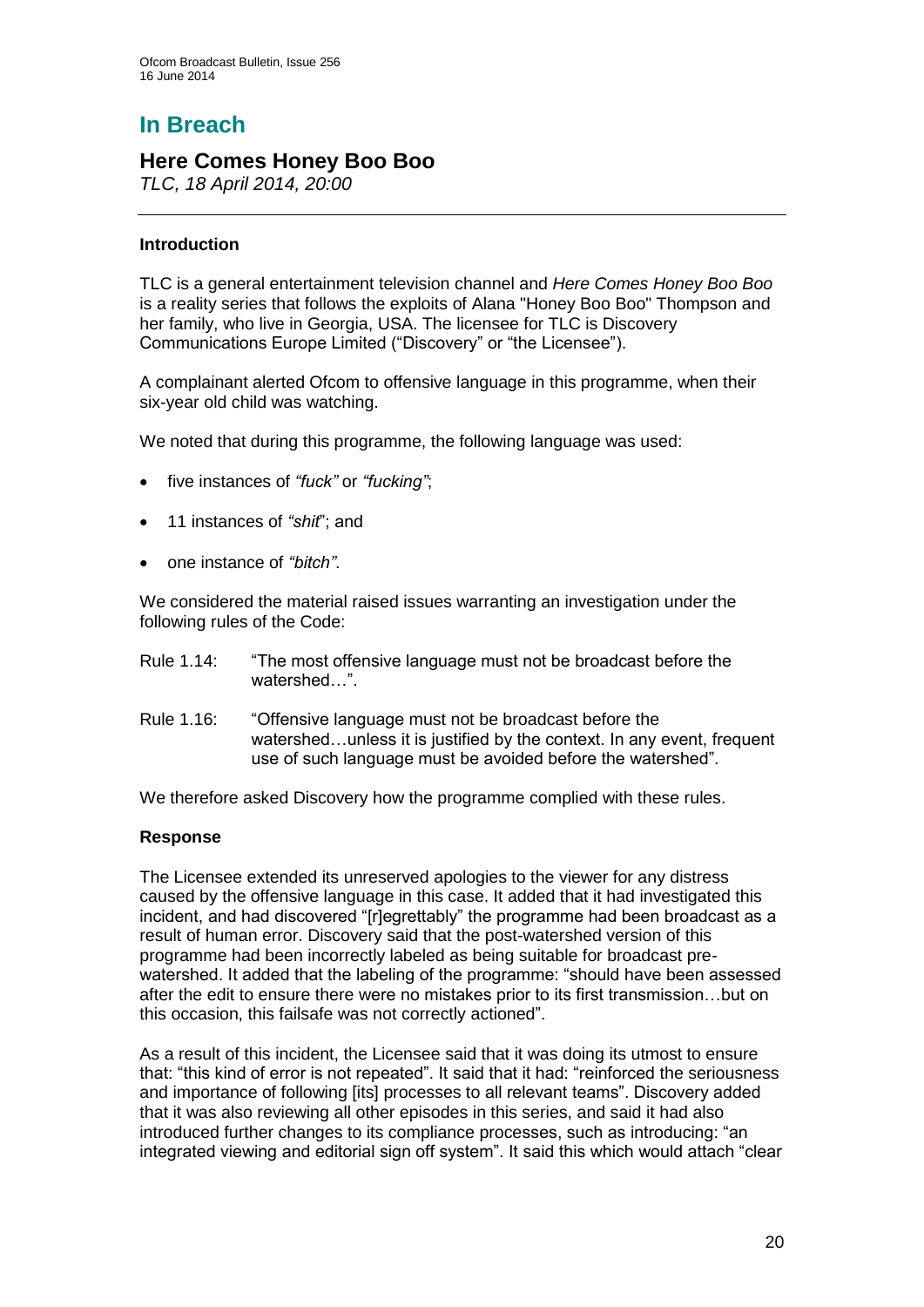# In Breach

## Here Comes Honey Boo Boo

*TLC, 18 April 2014, 20:00*

### Introduction

TLC is a general entertainment television channel and *Here Comes Honey Boo Boo* is a reality series that follows the exploits of Alana "Honey Boo Boo" Thompson and her family, who live in Georgia, USA. The licensee for TLC is Discovery Communications Europe Limited ("Discovery" or "the Licensee").

A complainant alerted Ofcom to offensive language in this programme, when their six-year old child was watching.

We noted that during this programme, the following language was used:

- five instances of *"fuck"* or *"fucking"*;
- 11 instances of *"shit*"; and
- one instance of *"bitch"*.

We considered the material raised issues warranting an investigation under the following rules of the Code:

Rule 1.14: "The most offensive language must not be broadcast before the watershed…".

Rule 1.16: "Offensive language must not be broadcast before the watershed…unless it is justified by the context. In any event, frequent use of such language must be avoided before the watershed".

We therefore asked Discovery how the programme complied with these rules.

### Response

The Licensee extended its unreserved apologies to the viewer for any distress caused by the offensive language in this case. It added that it had investigated this incident, and had discovered "[r]egrettably" the programme had been broadcast as a result of human error. Discovery said that the post-watershed version of this programme had been incorrectly labeled as being suitable for broadcast pre-watershed. It added that the labeling of the programme: "should have been assessed after the edit to ensure there were no mistakes prior to its first transmission…but on this occasion, this failsafe was not correctly actioned".

As a result of this incident, the Licensee said that it was doing its utmost to ensure that: "this kind of error is not repeated". It said that it had: "reinforced the seriousness and importance of following [its] processes to all relevant teams". Discovery added that it was also reviewing all other episodes in this series, and said it had also introduced further changes to its compliance processes, such as introducing: "an integrated viewing and editorial sign off system". It said this which would attach "clear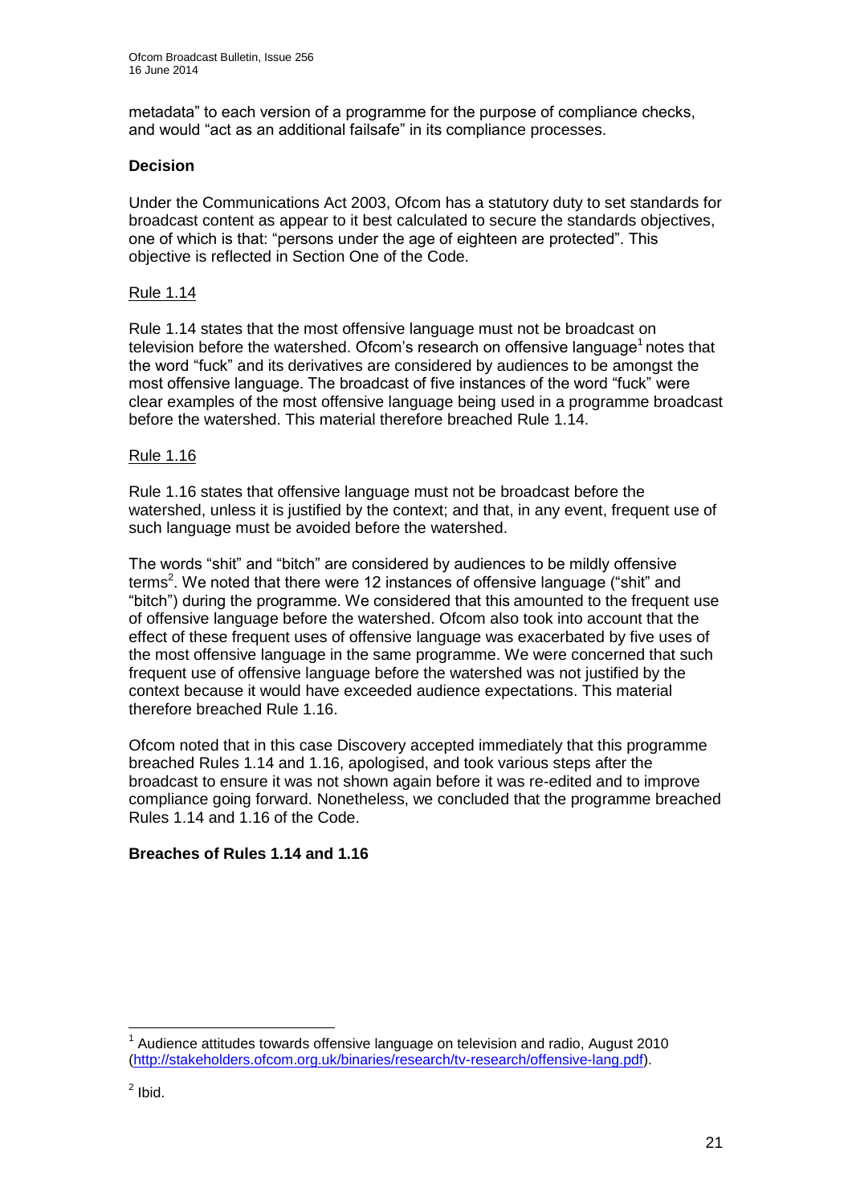metadata" to each version of a programme for the purpose of compliance checks, and would "act as an additional failsafe" in its compliance processes.

**Decision**

Under the Communications Act 2003, Ofcom has a statutory duty to set standards for broadcast content as appear to it best calculated to secure the standards objectives, one of which is that: "persons under the age of eighteen are protected". This objective is reflected in Section One of the Code.

Rule 1.14

Rule 1.14 states that the most offensive language must not be broadcast on television before the watershed. Ofcom's research on offensive language[1] notes that the word "fuck" and its derivatives are considered by audiences to be amongst the most offensive language. The broadcast of five instances of the word "fuck" were clear examples of the most offensive language being used in a programme broadcast before the watershed. This material therefore breached Rule 1.14.

Rule 1.16

Rule 1.16 states that offensive language must not be broadcast before the watershed, unless it is justified by the context; and that, in any event, frequent use of such language must be avoided before the watershed.

The words "shit" and "bitch" are considered by audiences to be mildly offensive terms[2]. We noted that there were 12 instances of offensive language ("shit" and "bitch") during the programme. We considered that this amounted to the frequent use of offensive language before the watershed. Ofcom also took into account that the effect of these frequent uses of offensive language was exacerbated by five uses of the most offensive language in the same programme. We were concerned that such frequent use of offensive language before the watershed was not justified by the context because it would have exceeded audience expectations. This material therefore breached Rule 1.16.

Ofcom noted that in this case Discovery accepted immediately that this programme breached Rules 1.14 and 1.16, apologised, and took various steps after the broadcast to ensure it was not shown again before it was re-edited and to improve compliance going forward. Nonetheless, we concluded that the programme breached Rules 1.14 and 1.16 of the Code.

**Breaches of Rules 1.14 and 1.16**

---

[1] Audience attitudes towards offensive language on television and radio, August 2010 (http://stakeholders.ofcom.org.uk/binaries/research/tv-research/offensive-lang.pdf).

[2] Ibid.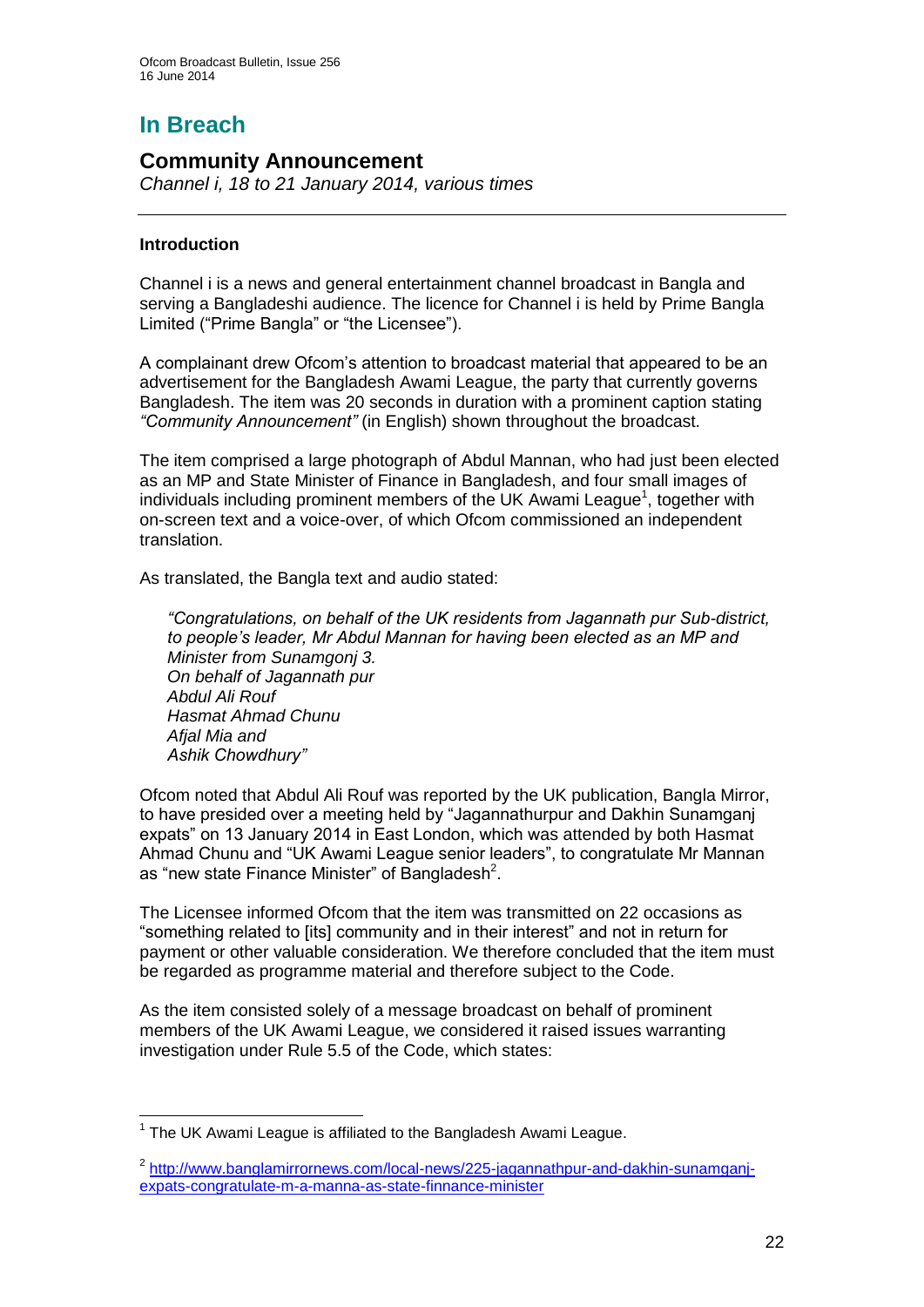# In Breach

## Community Announcement

*Channel i, 18 to 21 January 2014, various times*

---

### Introduction

Channel i is a news and general entertainment channel broadcast in Bangla and serving a Bangladeshi audience. The licence for Channel i is held by Prime Bangla Limited ("Prime Bangla" or "the Licensee").

A complainant drew Ofcom's attention to broadcast material that appeared to be an advertisement for the Bangladesh Awami League, the party that currently governs Bangladesh. The item was 20 seconds in duration with a prominent caption stating *"Community Announcement"* (in English) shown throughout the broadcast.

The item comprised a large photograph of Abdul Mannan, who had just been elected as an MP and State Minister of Finance in Bangladesh, and four small images of individuals including prominent members of the UK Awami League[1], together with on-screen text and a voice-over, of which Ofcom commissioned an independent translation.

As translated, the Bangla text and audio stated:

> *"Congratulations, on behalf of the UK residents from Jagannath pur Sub-district, to people's leader, Mr Abdul Mannan for having been elected as an MP and Minister from Sunamgonj 3.*
> *On behalf of Jagannath pur*
> *Abdul Ali Rouf*
> *Hasmat Ahmad Chunu*
> *Afjal Mia and*
> *Ashik Chowdhury"*

Ofcom noted that Abdul Ali Rouf was reported by the UK publication, Bangla Mirror, to have presided over a meeting held by "Jagannathurpur and Dakhin Sunamganj expats" on 13 January 2014 in East London, which was attended by both Hasmat Ahmad Chunu and "UK Awami League senior leaders", to congratulate Mr Mannan as "new state Finance Minister" of Bangladesh[2].

The Licensee informed Ofcom that the item was transmitted on 22 occasions as "something related to [its] community and in their interest" and not in return for payment or other valuable consideration. We therefore concluded that the item must be regarded as programme material and therefore subject to the Code.

As the item consisted solely of a message broadcast on behalf of prominent members of the UK Awami League, we considered it raised issues warranting investigation under Rule 5.5 of the Code, which states:

---

[1] The UK Awami League is affiliated to the Bangladesh Awami League.

[2] http://www.banglamirrornews.com/local-news/225-jagannathpur-and-dakhin-sunamganj-expats-congratulate-m-a-manna-as-state-finnance-minister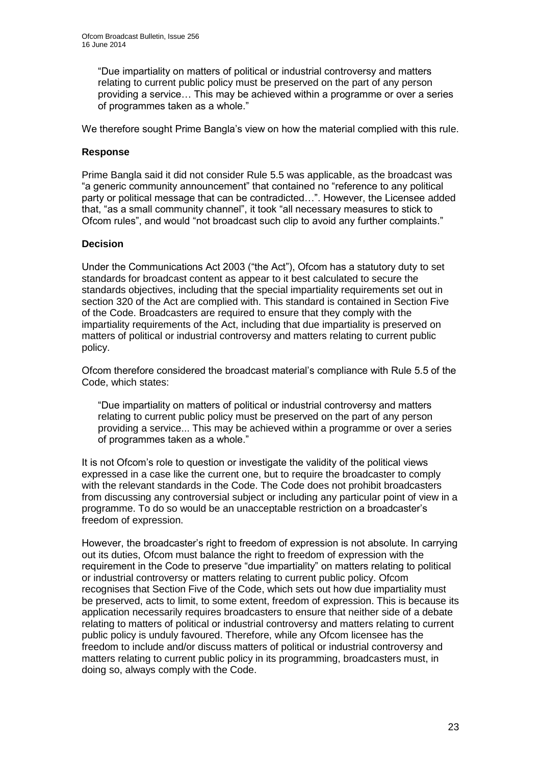"Due impartiality on matters of political or industrial controversy and matters relating to current public policy must be preserved on the part of any person providing a service… This may be achieved within a programme or over a series of programmes taken as a whole."

We therefore sought Prime Bangla's view on how the material complied with this rule.

### Response

Prime Bangla said it did not consider Rule 5.5 was applicable, as the broadcast was "a generic community announcement" that contained no "reference to any political party or political message that can be contradicted…". However, the Licensee added that, "as a small community channel", it took "all necessary measures to stick to Ofcom rules", and would "not broadcast such clip to avoid any further complaints."

### Decision

Under the Communications Act 2003 ("the Act"), Ofcom has a statutory duty to set standards for broadcast content as appear to it best calculated to secure the standards objectives, including that the special impartiality requirements set out in section 320 of the Act are complied with. This standard is contained in Section Five of the Code. Broadcasters are required to ensure that they comply with the impartiality requirements of the Act, including that due impartiality is preserved on matters of political or industrial controversy and matters relating to current public policy.

Ofcom therefore considered the broadcast material's compliance with Rule 5.5 of the Code, which states:

"Due impartiality on matters of political or industrial controversy and matters relating to current public policy must be preserved on the part of any person providing a service... This may be achieved within a programme or over a series of programmes taken as a whole."

It is not Ofcom's role to question or investigate the validity of the political views expressed in a case like the current one, but to require the broadcaster to comply with the relevant standards in the Code. The Code does not prohibit broadcasters from discussing any controversial subject or including any particular point of view in a programme. To do so would be an unacceptable restriction on a broadcaster's freedom of expression.

However, the broadcaster's right to freedom of expression is not absolute. In carrying out its duties, Ofcom must balance the right to freedom of expression with the requirement in the Code to preserve "due impartiality" on matters relating to political or industrial controversy or matters relating to current public policy. Ofcom recognises that Section Five of the Code, which sets out how due impartiality must be preserved, acts to limit, to some extent, freedom of expression. This is because its application necessarily requires broadcasters to ensure that neither side of a debate relating to matters of political or industrial controversy and matters relating to current public policy is unduly favoured. Therefore, while any Ofcom licensee has the freedom to include and/or discuss matters of political or industrial controversy and matters relating to current public policy in its programming, broadcasters must, in doing so, always comply with the Code.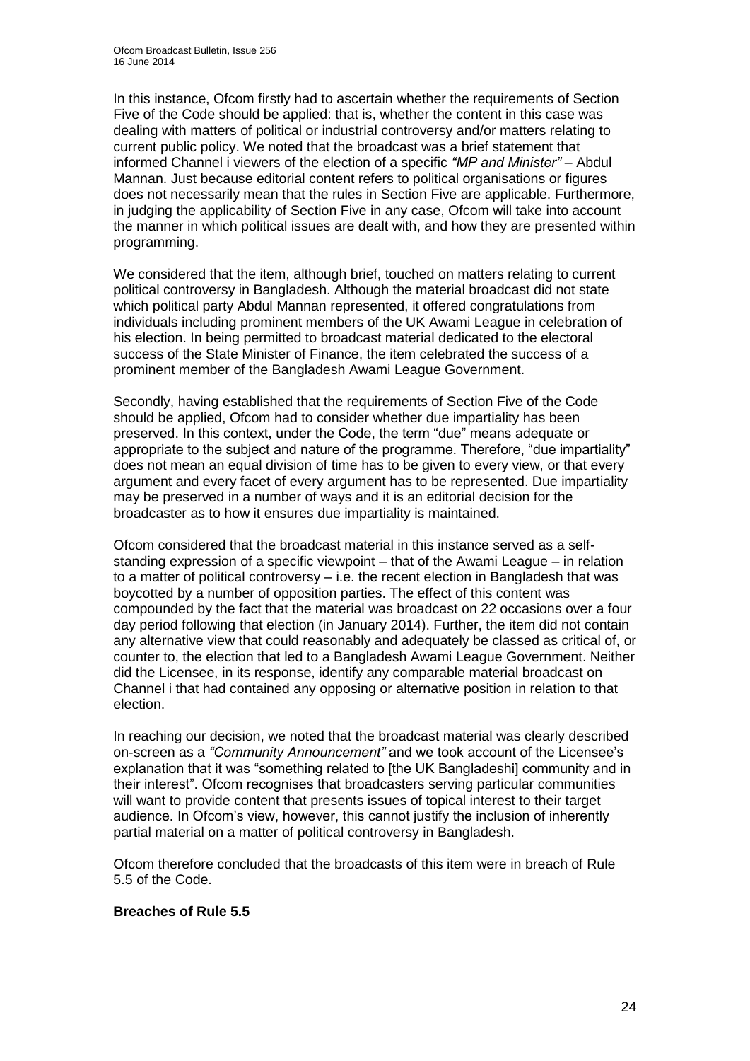In this instance, Ofcom firstly had to ascertain whether the requirements of Section Five of the Code should be applied: that is, whether the content in this case was dealing with matters of political or industrial controversy and/or matters relating to current public policy. We noted that the broadcast was a brief statement that informed Channel i viewers of the election of a specific *"MP and Minister"* – Abdul Mannan. Just because editorial content refers to political organisations or figures does not necessarily mean that the rules in Section Five are applicable. Furthermore, in judging the applicability of Section Five in any case, Ofcom will take into account the manner in which political issues are dealt with, and how they are presented within programming.

We considered that the item, although brief, touched on matters relating to current political controversy in Bangladesh. Although the material broadcast did not state which political party Abdul Mannan represented, it offered congratulations from individuals including prominent members of the UK Awami League in celebration of his election. In being permitted to broadcast material dedicated to the electoral success of the State Minister of Finance, the item celebrated the success of a prominent member of the Bangladesh Awami League Government.

Secondly, having established that the requirements of Section Five of the Code should be applied, Ofcom had to consider whether due impartiality has been preserved. In this context, under the Code, the term "due" means adequate or appropriate to the subject and nature of the programme. Therefore, "due impartiality" does not mean an equal division of time has to be given to every view, or that every argument and every facet of every argument has to be represented. Due impartiality may be preserved in a number of ways and it is an editorial decision for the broadcaster as to how it ensures due impartiality is maintained.

Ofcom considered that the broadcast material in this instance served as a self-standing expression of a specific viewpoint – that of the Awami League – in relation to a matter of political controversy – i.e. the recent election in Bangladesh that was boycotted by a number of opposition parties. The effect of this content was compounded by the fact that the material was broadcast on 22 occasions over a four day period following that election (in January 2014). Further, the item did not contain any alternative view that could reasonably and adequately be classed as critical of, or counter to, the election that led to a Bangladesh Awami League Government. Neither did the Licensee, in its response, identify any comparable material broadcast on Channel i that had contained any opposing or alternative position in relation to that election.

In reaching our decision, we noted that the broadcast material was clearly described on-screen as a *"Community Announcement"* and we took account of the Licensee's explanation that it was "something related to [the UK Bangladeshi] community and in their interest". Ofcom recognises that broadcasters serving particular communities will want to provide content that presents issues of topical interest to their target audience. In Ofcom's view, however, this cannot justify the inclusion of inherently partial material on a matter of political controversy in Bangladesh.

Ofcom therefore concluded that the broadcasts of this item were in breach of Rule 5.5 of the Code.

**Breaches of Rule 5.5**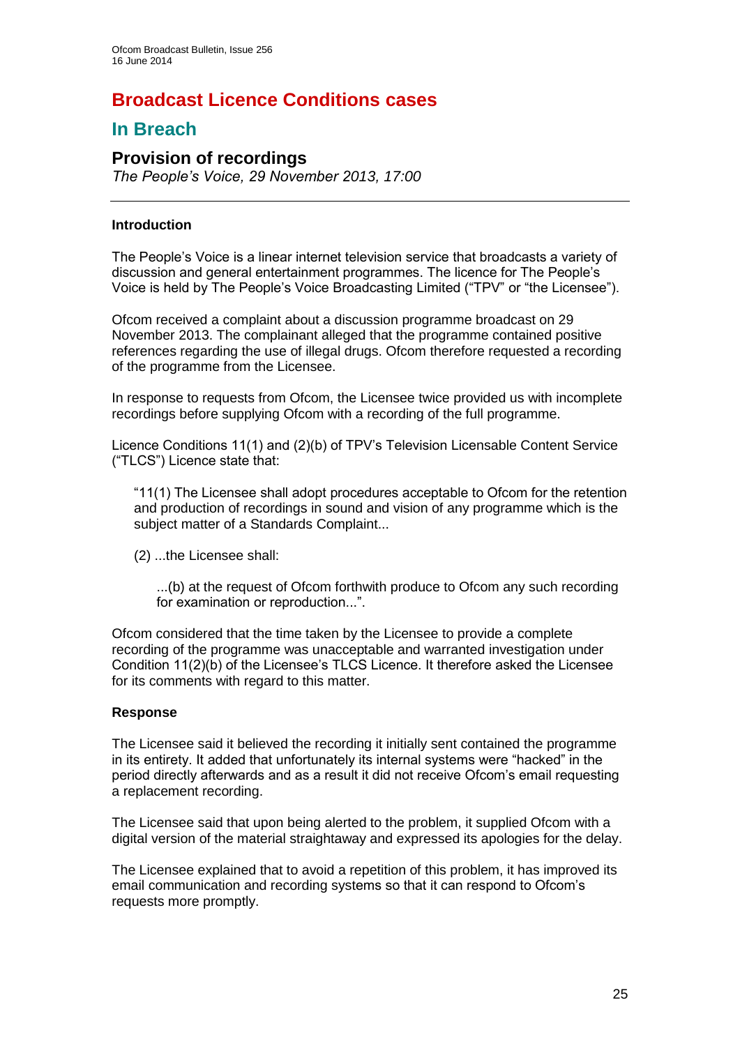# Broadcast Licence Conditions cases

## In Breach

### Provision of recordings

*The People's Voice, 29 November 2013, 17:00*

---

**Introduction**

The People's Voice is a linear internet television service that broadcasts a variety of discussion and general entertainment programmes. The licence for The People's Voice is held by The People's Voice Broadcasting Limited ("TPV" or "the Licensee").

Ofcom received a complaint about a discussion programme broadcast on 29 November 2013. The complainant alleged that the programme contained positive references regarding the use of illegal drugs. Ofcom therefore requested a recording of the programme from the Licensee.

In response to requests from Ofcom, the Licensee twice provided us with incomplete recordings before supplying Ofcom with a recording of the full programme.

Licence Conditions 11(1) and (2)(b) of TPV's Television Licensable Content Service ("TLCS") Licence state that:

> "11(1) The Licensee shall adopt procedures acceptable to Ofcom for the retention and production of recordings in sound and vision of any programme which is the subject matter of a Standards Complaint...
>
> (2) ...the Licensee shall:
>
> > ...(b) at the request of Ofcom forthwith produce to Ofcom any such recording for examination or reproduction...".

Ofcom considered that the time taken by the Licensee to provide a complete recording of the programme was unacceptable and warranted investigation under Condition 11(2)(b) of the Licensee's TLCS Licence. It therefore asked the Licensee for its comments with regard to this matter.

**Response**

The Licensee said it believed the recording it initially sent contained the programme in its entirety. It added that unfortunately its internal systems were "hacked" in the period directly afterwards and as a result it did not receive Ofcom's email requesting a replacement recording.

The Licensee said that upon being alerted to the problem, it supplied Ofcom with a digital version of the material straightaway and expressed its apologies for the delay.

The Licensee explained that to avoid a repetition of this problem, it has improved its email communication and recording systems so that it can respond to Ofcom's requests more promptly.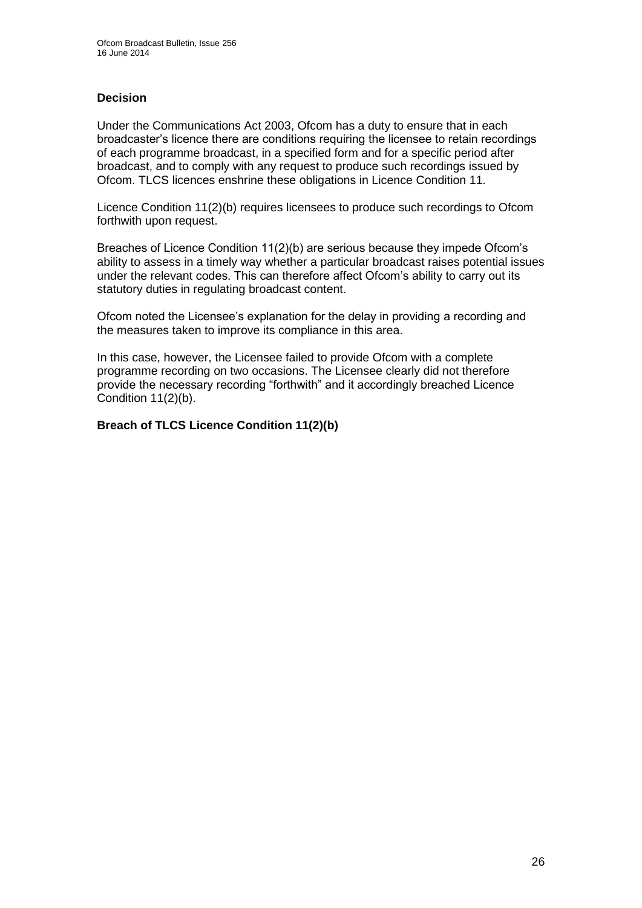### Decision

Under the Communications Act 2003, Ofcom has a duty to ensure that in each broadcaster's licence there are conditions requiring the licensee to retain recordings of each programme broadcast, in a specified form and for a specific period after broadcast, and to comply with any request to produce such recordings issued by Ofcom. TLCS licences enshrine these obligations in Licence Condition 11.

Licence Condition 11(2)(b) requires licensees to produce such recordings to Ofcom forthwith upon request.

Breaches of Licence Condition 11(2)(b) are serious because they impede Ofcom's ability to assess in a timely way whether a particular broadcast raises potential issues under the relevant codes. This can therefore affect Ofcom's ability to carry out its statutory duties in regulating broadcast content.

Ofcom noted the Licensee's explanation for the delay in providing a recording and the measures taken to improve its compliance in this area.

In this case, however, the Licensee failed to provide Ofcom with a complete programme recording on two occasions. The Licensee clearly did not therefore provide the necessary recording "forthwith" and it accordingly breached Licence Condition 11(2)(b).

**Breach of TLCS Licence Condition 11(2)(b)**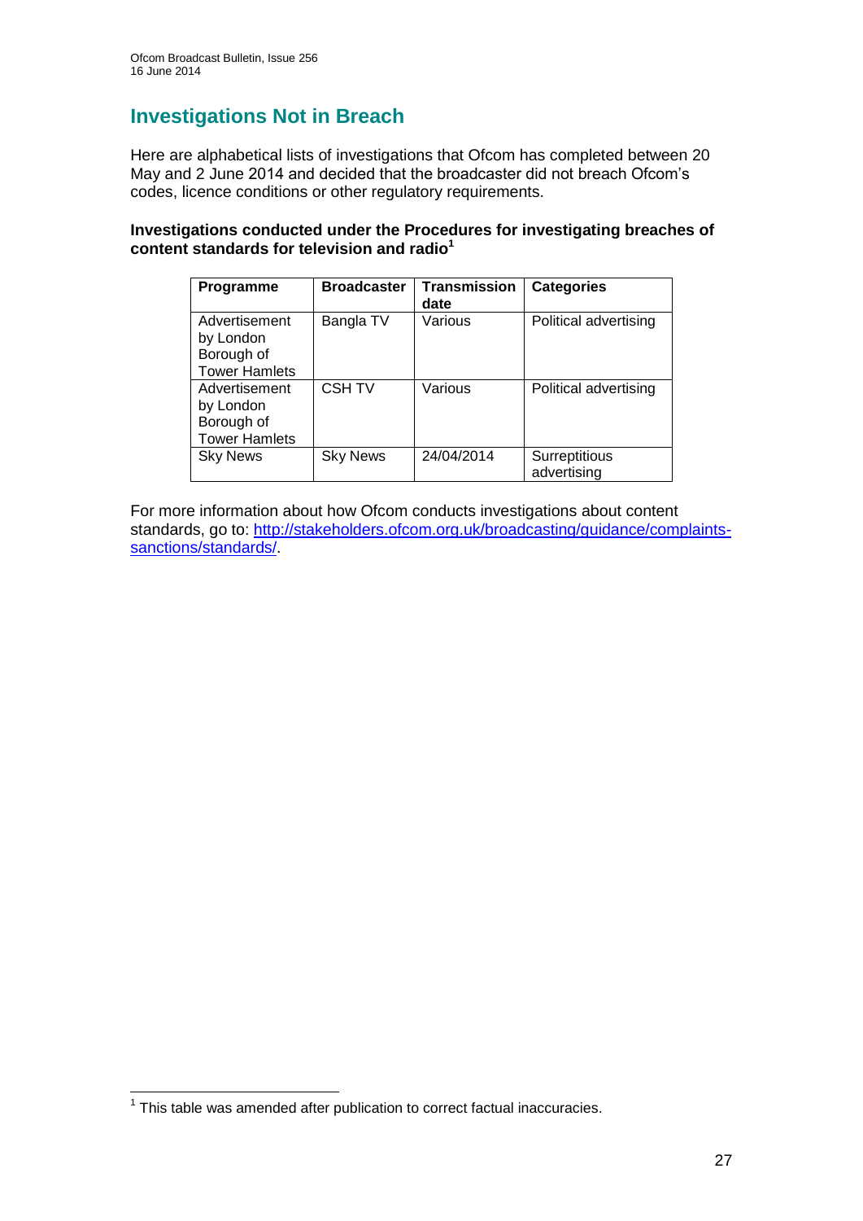## Investigations Not in Breach

Here are alphabetical lists of investigations that Ofcom has completed between 20 May and 2 June 2014 and decided that the broadcaster did not breach Ofcom's codes, licence conditions or other regulatory requirements.

**Investigations conducted under the Procedures for investigating breaches of content standards for television and radio**[1]

| Programme | Broadcaster | Transmission date | Categories |
|---|---|---|---|
| Advertisement by London Borough of Tower Hamlets | Bangla TV | Various | Political advertising |
| Advertisement by London Borough of Tower Hamlets | CSH TV | Various | Political advertising |
| Sky News | Sky News | 24/04/2014 | Surreptitious advertising |

For more information about how Ofcom conducts investigations about content standards, go to: [http://stakeholders.ofcom.org.uk/broadcasting/guidance/complaints-sanctions/standards/](http://stakeholders.ofcom.org.uk/broadcasting/guidance/complaints-sanctions/standards/).

[1] This table was amended after publication to correct factual inaccuracies.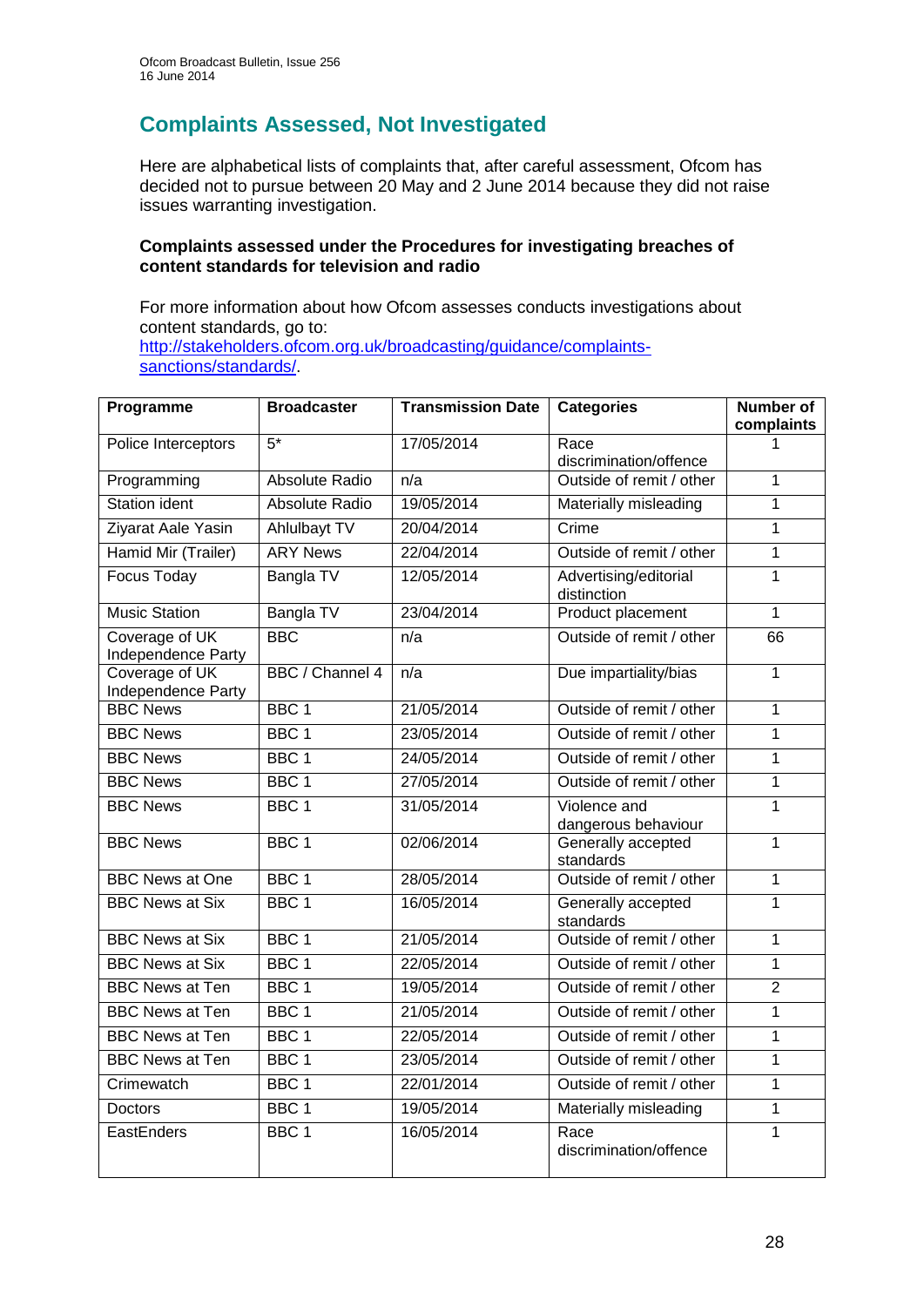## Complaints Assessed, Not Investigated

Here are alphabetical lists of complaints that, after careful assessment, Ofcom has decided not to pursue between 20 May and 2 June 2014 because they did not raise issues warranting investigation.

**Complaints assessed under the Procedures for investigating breaches of content standards for television and radio**

For more information about how Ofcom assesses conducts investigations about content standards, go to: [http://stakeholders.ofcom.org.uk/broadcasting/guidance/complaints-sanctions/standards/](http://stakeholders.ofcom.org.uk/broadcasting/guidance/complaints-sanctions/standards/).

| Programme | Broadcaster | Transmission Date | Categories | Number of complaints |
|---|---|---|---|---|
| Police Interceptors | 5* | 17/05/2014 | Race discrimination/offence | 1 |
| Programming | Absolute Radio | n/a | Outside of remit / other | 1 |
| Station ident | Absolute Radio | 19/05/2014 | Materially misleading | 1 |
| Ziyarat Aale Yasin | Ahlulbayt TV | 20/04/2014 | Crime | 1 |
| Hamid Mir (Trailer) | ARY News | 22/04/2014 | Outside of remit / other | 1 |
| Focus Today | Bangla TV | 12/05/2014 | Advertising/editorial distinction | 1 |
| Music Station | Bangla TV | 23/04/2014 | Product placement | 1 |
| Coverage of UK Independence Party | BBC | n/a | Outside of remit / other | 66 |
| Coverage of UK Independence Party | BBC / Channel 4 | n/a | Due impartiality/bias | 1 |
| BBC News | BBC 1 | 21/05/2014 | Outside of remit / other | 1 |
| BBC News | BBC 1 | 23/05/2014 | Outside of remit / other | 1 |
| BBC News | BBC 1 | 24/05/2014 | Outside of remit / other | 1 |
| BBC News | BBC 1 | 27/05/2014 | Outside of remit / other | 1 |
| BBC News | BBC 1 | 31/05/2014 | Violence and dangerous behaviour | 1 |
| BBC News | BBC 1 | 02/06/2014 | Generally accepted standards | 1 |
| BBC News at One | BBC 1 | 28/05/2014 | Outside of remit / other | 1 |
| BBC News at Six | BBC 1 | 16/05/2014 | Generally accepted standards | 1 |
| BBC News at Six | BBC 1 | 21/05/2014 | Outside of remit / other | 1 |
| BBC News at Six | BBC 1 | 22/05/2014 | Outside of remit / other | 1 |
| BBC News at Ten | BBC 1 | 19/05/2014 | Outside of remit / other | 2 |
| BBC News at Ten | BBC 1 | 21/05/2014 | Outside of remit / other | 1 |
| BBC News at Ten | BBC 1 | 22/05/2014 | Outside of remit / other | 1 |
| BBC News at Ten | BBC 1 | 23/05/2014 | Outside of remit / other | 1 |
| Crimewatch | BBC 1 | 22/01/2014 | Outside of remit / other | 1 |
| Doctors | BBC 1 | 19/05/2014 | Materially misleading | 1 |
| EastEnders | BBC 1 | 16/05/2014 | Race discrimination/offence | 1 |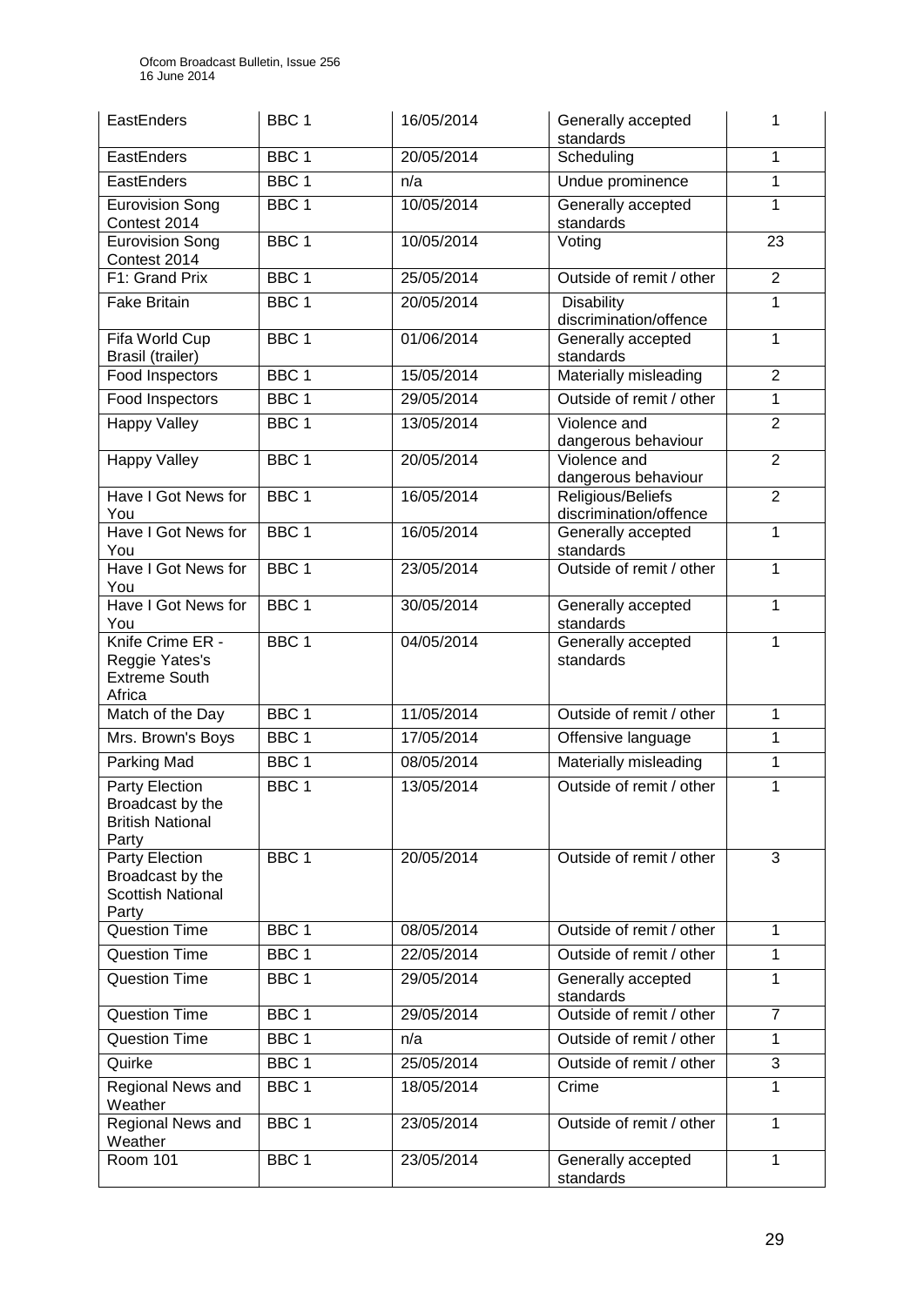| EastEnders | BBC 1 | 16/05/2014 | Generally accepted standards | 1 |
|---|---|---|---|---|
| EastEnders | BBC 1 | 20/05/2014 | Scheduling | 1 |
| EastEnders | BBC 1 | n/a | Undue prominence | 1 |
| Eurovision Song Contest 2014 | BBC 1 | 10/05/2014 | Generally accepted standards | 1 |
| Eurovision Song Contest 2014 | BBC 1 | 10/05/2014 | Voting | 23 |
| F1: Grand Prix | BBC 1 | 25/05/2014 | Outside of remit / other | 2 |
| Fake Britain | BBC 1 | 20/05/2014 | Disability discrimination/offence | 1 |
| Fifa World Cup Brasil (trailer) | BBC 1 | 01/06/2014 | Generally accepted standards | 1 |
| Food Inspectors | BBC 1 | 15/05/2014 | Materially misleading | 2 |
| Food Inspectors | BBC 1 | 29/05/2014 | Outside of remit / other | 1 |
| Happy Valley | BBC 1 | 13/05/2014 | Violence and dangerous behaviour | 2 |
| Happy Valley | BBC 1 | 20/05/2014 | Violence and dangerous behaviour | 2 |
| Have I Got News for You | BBC 1 | 16/05/2014 | Religious/Beliefs discrimination/offence | 2 |
| Have I Got News for You | BBC 1 | 16/05/2014 | Generally accepted standards | 1 |
| Have I Got News for You | BBC 1 | 23/05/2014 | Outside of remit / other | 1 |
| Have I Got News for You | BBC 1 | 30/05/2014 | Generally accepted standards | 1 |
| Knife Crime ER - Reggie Yates's Extreme South Africa | BBC 1 | 04/05/2014 | Generally accepted standards | 1 |
| Match of the Day | BBC 1 | 11/05/2014 | Outside of remit / other | 1 |
| Mrs. Brown's Boys | BBC 1 | 17/05/2014 | Offensive language | 1 |
| Parking Mad | BBC 1 | 08/05/2014 | Materially misleading | 1 |
| Party Election Broadcast by the British National Party | BBC 1 | 13/05/2014 | Outside of remit / other | 1 |
| Party Election Broadcast by the Scottish National Party | BBC 1 | 20/05/2014 | Outside of remit / other | 3 |
| Question Time | BBC 1 | 08/05/2014 | Outside of remit / other | 1 |
| Question Time | BBC 1 | 22/05/2014 | Outside of remit / other | 1 |
| Question Time | BBC 1 | 29/05/2014 | Generally accepted standards | 1 |
| Question Time | BBC 1 | 29/05/2014 | Outside of remit / other | 7 |
| Question Time | BBC 1 | n/a | Outside of remit / other | 1 |
| Quirke | BBC 1 | 25/05/2014 | Outside of remit / other | 3 |
| Regional News and Weather | BBC 1 | 18/05/2014 | Crime | 1 |
| Regional News and Weather | BBC 1 | 23/05/2014 | Outside of remit / other | 1 |
| Room 101 | BBC 1 | 23/05/2014 | Generally accepted standards | 1 |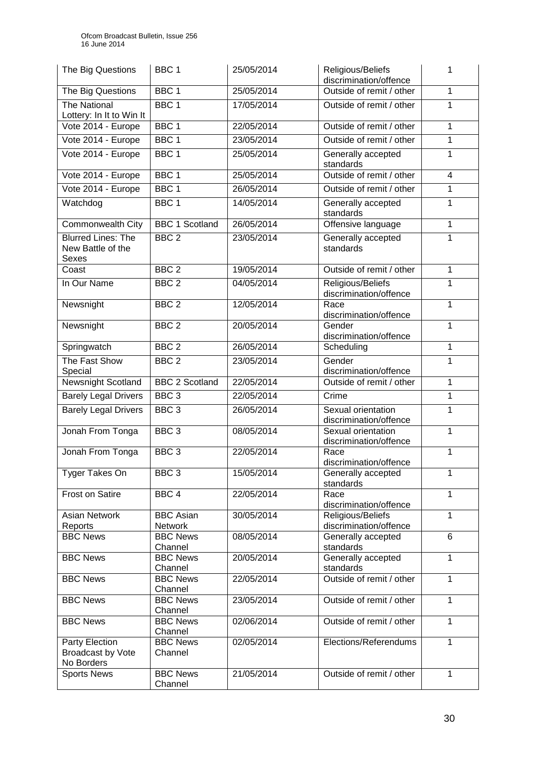| The Big Questions | BBC 1 | 25/05/2014 | Religious/Beliefs discrimination/offence | 1 |
|---|---|---|---|---|
| The Big Questions | BBC 1 | 25/05/2014 | Outside of remit / other | 1 |
| The National Lottery: In It to Win It | BBC 1 | 17/05/2014 | Outside of remit / other | 1 |
| Vote 2014 - Europe | BBC 1 | 22/05/2014 | Outside of remit / other | 1 |
| Vote 2014 - Europe | BBC 1 | 23/05/2014 | Outside of remit / other | 1 |
| Vote 2014 - Europe | BBC 1 | 25/05/2014 | Generally accepted standards | 1 |
| Vote 2014 - Europe | BBC 1 | 25/05/2014 | Outside of remit / other | 4 |
| Vote 2014 - Europe | BBC 1 | 26/05/2014 | Outside of remit / other | 1 |
| Watchdog | BBC 1 | 14/05/2014 | Generally accepted standards | 1 |
| Commonwealth City | BBC 1 Scotland | 26/05/2014 | Offensive language | 1 |
| Blurred Lines: The New Battle of the Sexes | BBC 2 | 23/05/2014 | Generally accepted standards | 1 |
| Coast | BBC 2 | 19/05/2014 | Outside of remit / other | 1 |
| In Our Name | BBC 2 | 04/05/2014 | Religious/Beliefs discrimination/offence | 1 |
| Newsnight | BBC 2 | 12/05/2014 | Race discrimination/offence | 1 |
| Newsnight | BBC 2 | 20/05/2014 | Gender discrimination/offence | 1 |
| Springwatch | BBC 2 | 26/05/2014 | Scheduling | 1 |
| The Fast Show Special | BBC 2 | 23/05/2014 | Gender discrimination/offence | 1 |
| Newsnight Scotland | BBC 2 Scotland | 22/05/2014 | Outside of remit / other | 1 |
| Barely Legal Drivers | BBC 3 | 22/05/2014 | Crime | 1 |
| Barely Legal Drivers | BBC 3 | 26/05/2014 | Sexual orientation discrimination/offence | 1 |
| Jonah From Tonga | BBC 3 | 08/05/2014 | Sexual orientation discrimination/offence | 1 |
| Jonah From Tonga | BBC 3 | 22/05/2014 | Race discrimination/offence | 1 |
| Tyger Takes On | BBC 3 | 15/05/2014 | Generally accepted standards | 1 |
| Frost on Satire | BBC 4 | 22/05/2014 | Race discrimination/offence | 1 |
| Asian Network Reports | BBC Asian Network | 30/05/2014 | Religious/Beliefs discrimination/offence | 1 |
| BBC News | BBC News Channel | 08/05/2014 | Generally accepted standards | 6 |
| BBC News | BBC News Channel | 20/05/2014 | Generally accepted standards | 1 |
| BBC News | BBC News Channel | 22/05/2014 | Outside of remit / other | 1 |
| BBC News | BBC News Channel | 23/05/2014 | Outside of remit / other | 1 |
| BBC News | BBC News Channel | 02/06/2014 | Outside of remit / other | 1 |
| Party Election Broadcast by Vote No Borders | BBC News Channel | 02/05/2014 | Elections/Referendums | 1 |
| Sports News | BBC News Channel | 21/05/2014 | Outside of remit / other | 1 |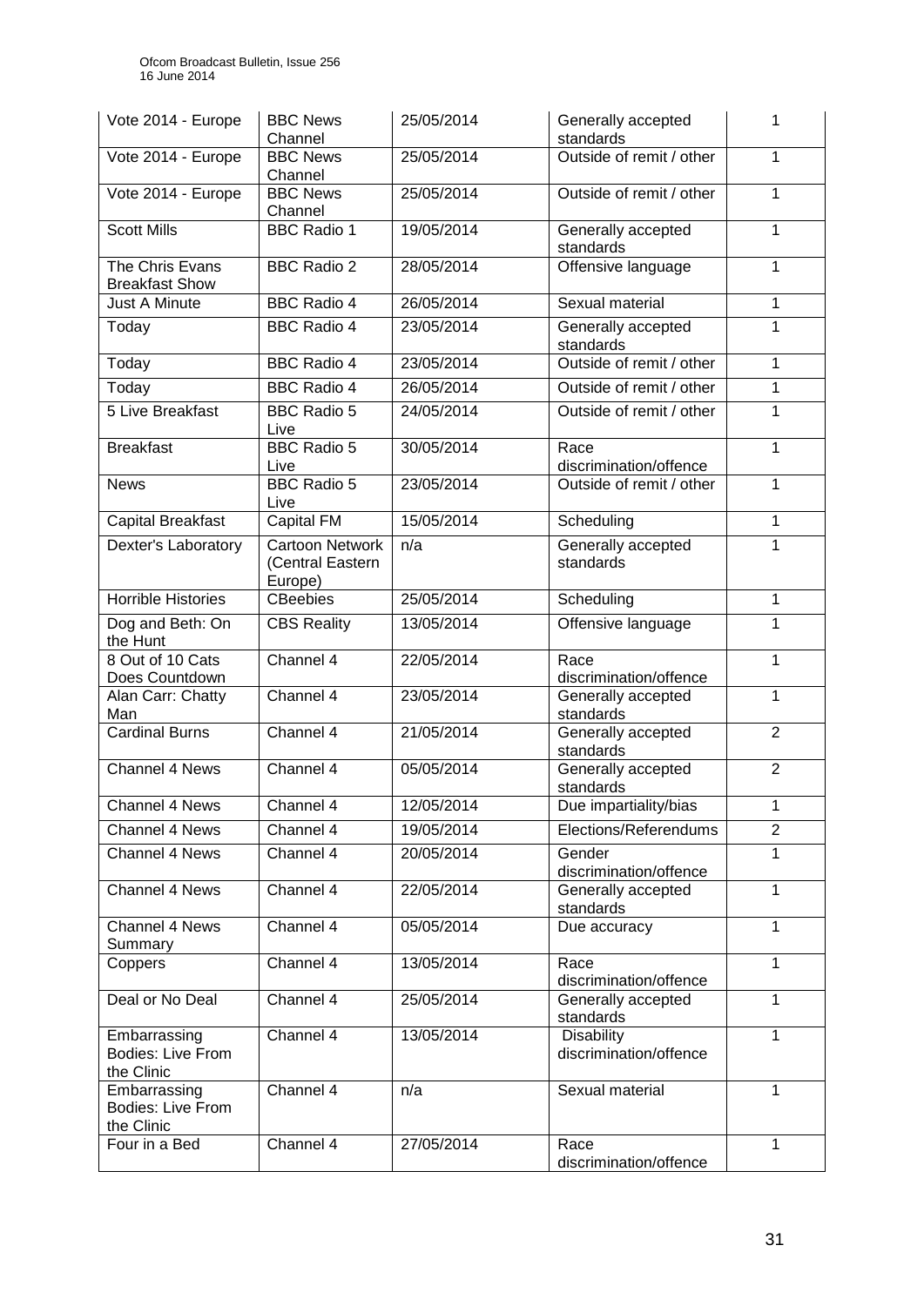| Vote 2014 - Europe | BBC News Channel | 25/05/2014 | Generally accepted standards | 1 |
|---|---|---|---|---|
| Vote 2014 - Europe | BBC News Channel | 25/05/2014 | Outside of remit / other | 1 |
| Vote 2014 - Europe | BBC News Channel | 25/05/2014 | Outside of remit / other | 1 |
| Scott Mills | BBC Radio 1 | 19/05/2014 | Generally accepted standards | 1 |
| The Chris Evans Breakfast Show | BBC Radio 2 | 28/05/2014 | Offensive language | 1 |
| Just A Minute | BBC Radio 4 | 26/05/2014 | Sexual material | 1 |
| Today | BBC Radio 4 | 23/05/2014 | Generally accepted standards | 1 |
| Today | BBC Radio 4 | 23/05/2014 | Outside of remit / other | 1 |
| Today | BBC Radio 4 | 26/05/2014 | Outside of remit / other | 1 |
| 5 Live Breakfast | BBC Radio 5 Live | 24/05/2014 | Outside of remit / other | 1 |
| Breakfast | BBC Radio 5 Live | 30/05/2014 | Race discrimination/offence | 1 |
| News | BBC Radio 5 Live | 23/05/2014 | Outside of remit / other | 1 |
| Capital Breakfast | Capital FM | 15/05/2014 | Scheduling | 1 |
| Dexter's Laboratory | Cartoon Network (Central Eastern Europe) | n/a | Generally accepted standards | 1 |
| Horrible Histories | CBeebies | 25/05/2014 | Scheduling | 1 |
| Dog and Beth: On the Hunt | CBS Reality | 13/05/2014 | Offensive language | 1 |
| 8 Out of 10 Cats Does Countdown | Channel 4 | 22/05/2014 | Race discrimination/offence | 1 |
| Alan Carr: Chatty Man | Channel 4 | 23/05/2014 | Generally accepted standards | 1 |
| Cardinal Burns | Channel 4 | 21/05/2014 | Generally accepted standards | 2 |
| Channel 4 News | Channel 4 | 05/05/2014 | Generally accepted standards | 2 |
| Channel 4 News | Channel 4 | 12/05/2014 | Due impartiality/bias | 1 |
| Channel 4 News | Channel 4 | 19/05/2014 | Elections/Referendums | 2 |
| Channel 4 News | Channel 4 | 20/05/2014 | Gender discrimination/offence | 1 |
| Channel 4 News | Channel 4 | 22/05/2014 | Generally accepted standards | 1 |
| Channel 4 News Summary | Channel 4 | 05/05/2014 | Due accuracy | 1 |
| Coppers | Channel 4 | 13/05/2014 | Race discrimination/offence | 1 |
| Deal or No Deal | Channel 4 | 25/05/2014 | Generally accepted standards | 1 |
| Embarrassing Bodies: Live From the Clinic | Channel 4 | 13/05/2014 | Disability discrimination/offence | 1 |
| Embarrassing Bodies: Live From the Clinic | Channel 4 | n/a | Sexual material | 1 |
| Four in a Bed | Channel 4 | 27/05/2014 | Race discrimination/offence | 1 |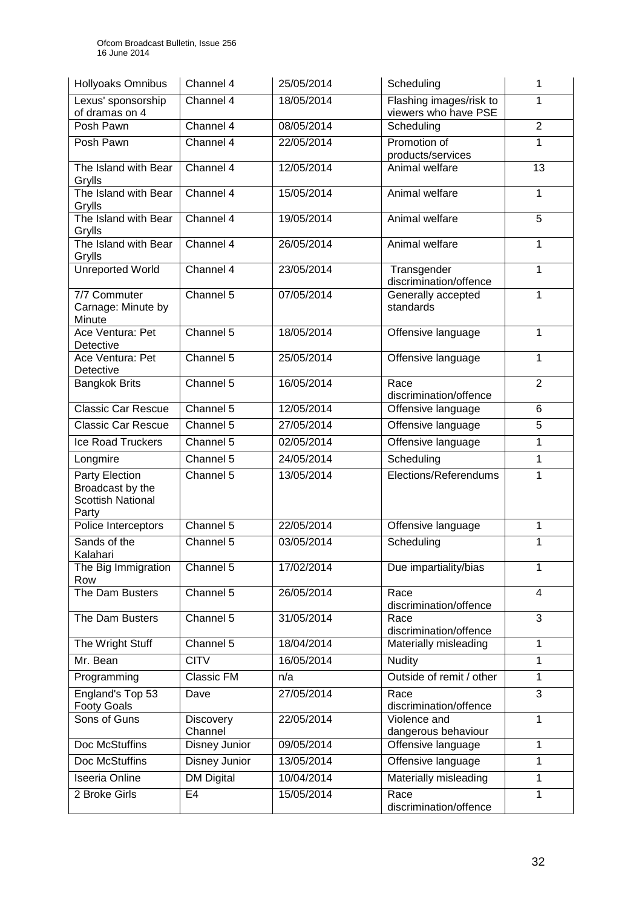| Hollyoaks Omnibus | Channel 4 | 25/05/2014 | Scheduling | 1 |
|---|---|---|---|---|
| Lexus' sponsorship of dramas on 4 | Channel 4 | 18/05/2014 | Flashing images/risk to viewers who have PSE | 1 |
| Posh Pawn | Channel 4 | 08/05/2014 | Scheduling | 2 |
| Posh Pawn | Channel 4 | 22/05/2014 | Promotion of products/services | 1 |
| The Island with Bear Grylls | Channel 4 | 12/05/2014 | Animal welfare | 13 |
| The Island with Bear Grylls | Channel 4 | 15/05/2014 | Animal welfare | 1 |
| The Island with Bear Grylls | Channel 4 | 19/05/2014 | Animal welfare | 5 |
| The Island with Bear Grylls | Channel 4 | 26/05/2014 | Animal welfare | 1 |
| Unreported World | Channel 4 | 23/05/2014 | Transgender discrimination/offence | 1 |
| 7/7 Commuter Carnage: Minute by Minute | Channel 5 | 07/05/2014 | Generally accepted standards | 1 |
| Ace Ventura: Pet Detective | Channel 5 | 18/05/2014 | Offensive language | 1 |
| Ace Ventura: Pet Detective | Channel 5 | 25/05/2014 | Offensive language | 1 |
| Bangkok Brits | Channel 5 | 16/05/2014 | Race discrimination/offence | 2 |
| Classic Car Rescue | Channel 5 | 12/05/2014 | Offensive language | 6 |
| Classic Car Rescue | Channel 5 | 27/05/2014 | Offensive language | 5 |
| Ice Road Truckers | Channel 5 | 02/05/2014 | Offensive language | 1 |
| Longmire | Channel 5 | 24/05/2014 | Scheduling | 1 |
| Party Election Broadcast by the Scottish National Party | Channel 5 | 13/05/2014 | Elections/Referendums | 1 |
| Police Interceptors | Channel 5 | 22/05/2014 | Offensive language | 1 |
| Sands of the Kalahari | Channel 5 | 03/05/2014 | Scheduling | 1 |
| The Big Immigration Row | Channel 5 | 17/02/2014 | Due impartiality/bias | 1 |
| The Dam Busters | Channel 5 | 26/05/2014 | Race discrimination/offence | 4 |
| The Dam Busters | Channel 5 | 31/05/2014 | Race discrimination/offence | 3 |
| The Wright Stuff | Channel 5 | 18/04/2014 | Materially misleading | 1 |
| Mr. Bean | CITV | 16/05/2014 | Nudity | 1 |
| Programming | Classic FM | n/a | Outside of remit / other | 1 |
| England's Top 53 Footy Goals | Dave | 27/05/2014 | Race discrimination/offence | 3 |
| Sons of Guns | Discovery Channel | 22/05/2014 | Violence and dangerous behaviour | 1 |
| Doc McStuffins | Disney Junior | 09/05/2014 | Offensive language | 1 |
| Doc McStuffins | Disney Junior | 13/05/2014 | Offensive language | 1 |
| Iseeria Online | DM Digital | 10/04/2014 | Materially misleading | 1 |
| 2 Broke Girls | E4 | 15/05/2014 | Race discrimination/offence | 1 |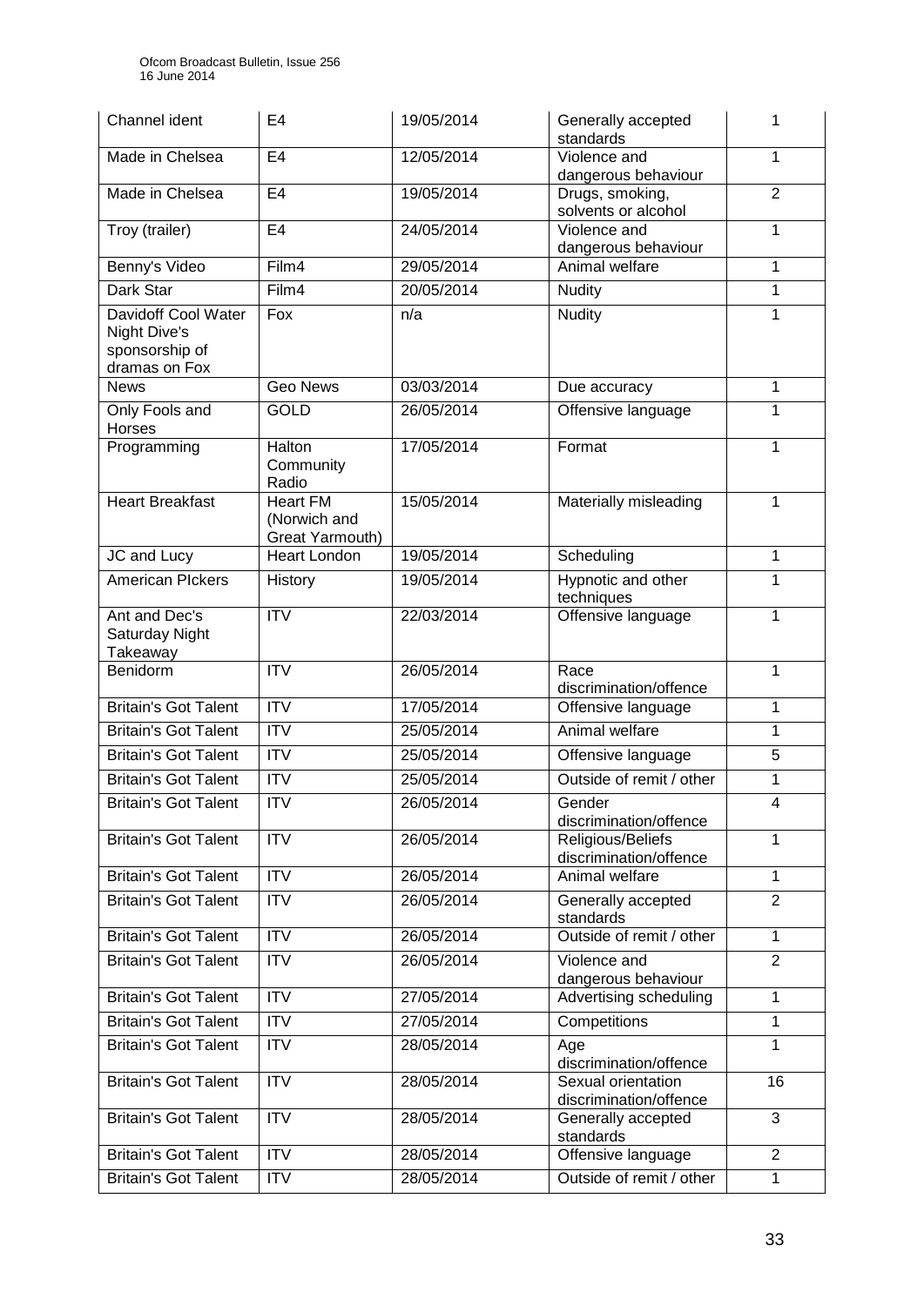| Channel ident | E4 | 19/05/2014 | Generally accepted standards | 1 |
|---|---|---|---|---|
| Made in Chelsea | E4 | 12/05/2014 | Violence and dangerous behaviour | 1 |
| Made in Chelsea | E4 | 19/05/2014 | Drugs, smoking, solvents or alcohol | 2 |
| Troy (trailer) | E4 | 24/05/2014 | Violence and dangerous behaviour | 1 |
| Benny's Video | Film4 | 29/05/2014 | Animal welfare | 1 |
| Dark Star | Film4 | 20/05/2014 | Nudity | 1 |
| Davidoff Cool Water Night Dive's sponsorship of dramas on Fox | Fox | n/a | Nudity | 1 |
| News | Geo News | 03/03/2014 | Due accuracy | 1 |
| Only Fools and Horses | GOLD | 26/05/2014 | Offensive language | 1 |
| Programming | Halton Community Radio | 17/05/2014 | Format | 1 |
| Heart Breakfast | Heart FM (Norwich and Great Yarmouth) | 15/05/2014 | Materially misleading | 1 |
| JC and Lucy | Heart London | 19/05/2014 | Scheduling | 1 |
| American PIckers | History | 19/05/2014 | Hypnotic and other techniques | 1 |
| Ant and Dec's Saturday Night Takeaway | ITV | 22/03/2014 | Offensive language | 1 |
| Benidorm | ITV | 26/05/2014 | Race discrimination/offence | 1 |
| Britain's Got Talent | ITV | 17/05/2014 | Offensive language | 1 |
| Britain's Got Talent | ITV | 25/05/2014 | Animal welfare | 1 |
| Britain's Got Talent | ITV | 25/05/2014 | Offensive language | 5 |
| Britain's Got Talent | ITV | 25/05/2014 | Outside of remit / other | 1 |
| Britain's Got Talent | ITV | 26/05/2014 | Gender discrimination/offence | 4 |
| Britain's Got Talent | ITV | 26/05/2014 | Religious/Beliefs discrimination/offence | 1 |
| Britain's Got Talent | ITV | 26/05/2014 | Animal welfare | 1 |
| Britain's Got Talent | ITV | 26/05/2014 | Generally accepted standards | 2 |
| Britain's Got Talent | ITV | 26/05/2014 | Outside of remit / other | 1 |
| Britain's Got Talent | ITV | 26/05/2014 | Violence and dangerous behaviour | 2 |
| Britain's Got Talent | ITV | 27/05/2014 | Advertising scheduling | 1 |
| Britain's Got Talent | ITV | 27/05/2014 | Competitions | 1 |
| Britain's Got Talent | ITV | 28/05/2014 | Age discrimination/offence | 1 |
| Britain's Got Talent | ITV | 28/05/2014 | Sexual orientation discrimination/offence | 16 |
| Britain's Got Talent | ITV | 28/05/2014 | Generally accepted standards | 3 |
| Britain's Got Talent | ITV | 28/05/2014 | Offensive language | 2 |
| Britain's Got Talent | ITV | 28/05/2014 | Outside of remit / other | 1 |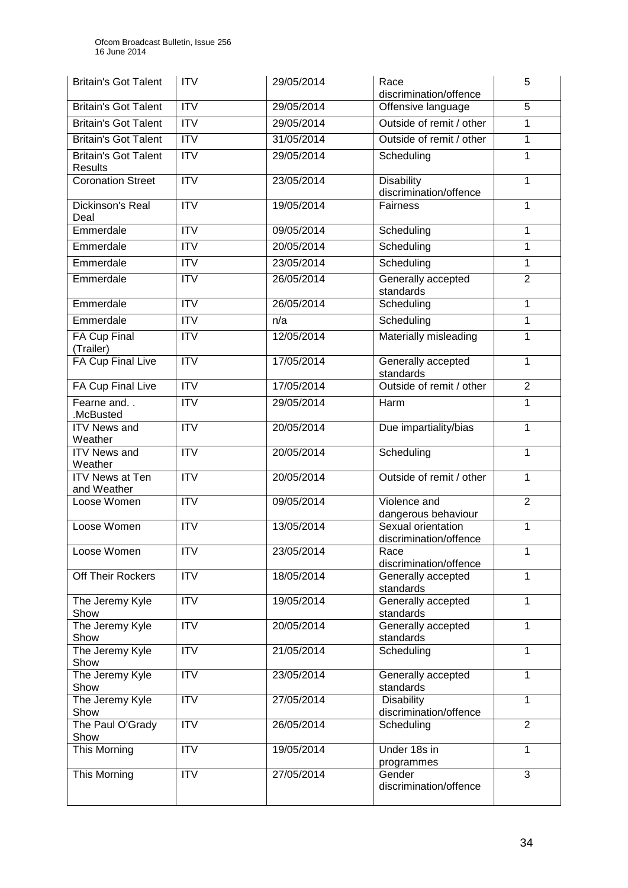| Britain's Got Talent | ITV | 29/05/2014 | Race discrimination/offence | 5 |
|---|---|---|---|---|
| Britain's Got Talent | ITV | 29/05/2014 | Offensive language | 5 |
| Britain's Got Talent | ITV | 29/05/2014 | Outside of remit / other | 1 |
| Britain's Got Talent | ITV | 31/05/2014 | Outside of remit / other | 1 |
| Britain's Got Talent Results | ITV | 29/05/2014 | Scheduling | 1 |
| Coronation Street | ITV | 23/05/2014 | Disability discrimination/offence | 1 |
| Dickinson's Real Deal | ITV | 19/05/2014 | Fairness | 1 |
| Emmerdale | ITV | 09/05/2014 | Scheduling | 1 |
| Emmerdale | ITV | 20/05/2014 | Scheduling | 1 |
| Emmerdale | ITV | 23/05/2014 | Scheduling | 1 |
| Emmerdale | ITV | 26/05/2014 | Generally accepted standards | 2 |
| Emmerdale | ITV | 26/05/2014 | Scheduling | 1 |
| Emmerdale | ITV | n/a | Scheduling | 1 |
| FA Cup Final (Trailer) | ITV | 12/05/2014 | Materially misleading | 1 |
| FA Cup Final Live | ITV | 17/05/2014 | Generally accepted standards | 1 |
| FA Cup Final Live | ITV | 17/05/2014 | Outside of remit / other | 2 |
| Fearne and. . .McBusted | ITV | 29/05/2014 | Harm | 1 |
| ITV News and Weather | ITV | 20/05/2014 | Due impartiality/bias | 1 |
| ITV News and Weather | ITV | 20/05/2014 | Scheduling | 1 |
| ITV News at Ten and Weather | ITV | 20/05/2014 | Outside of remit / other | 1 |
| Loose Women | ITV | 09/05/2014 | Violence and dangerous behaviour | 2 |
| Loose Women | ITV | 13/05/2014 | Sexual orientation discrimination/offence | 1 |
| Loose Women | ITV | 23/05/2014 | Race discrimination/offence | 1 |
| Off Their Rockers | ITV | 18/05/2014 | Generally accepted standards | 1 |
| The Jeremy Kyle Show | ITV | 19/05/2014 | Generally accepted standards | 1 |
| The Jeremy Kyle Show | ITV | 20/05/2014 | Generally accepted standards | 1 |
| The Jeremy Kyle Show | ITV | 21/05/2014 | Scheduling | 1 |
| The Jeremy Kyle Show | ITV | 23/05/2014 | Generally accepted standards | 1 |
| The Jeremy Kyle Show | ITV | 27/05/2014 | Disability discrimination/offence | 1 |
| The Paul O'Grady Show | ITV | 26/05/2014 | Scheduling | 2 |
| This Morning | ITV | 19/05/2014 | Under 18s in programmes | 1 |
| This Morning | ITV | 27/05/2014 | Gender discrimination/offence | 3 |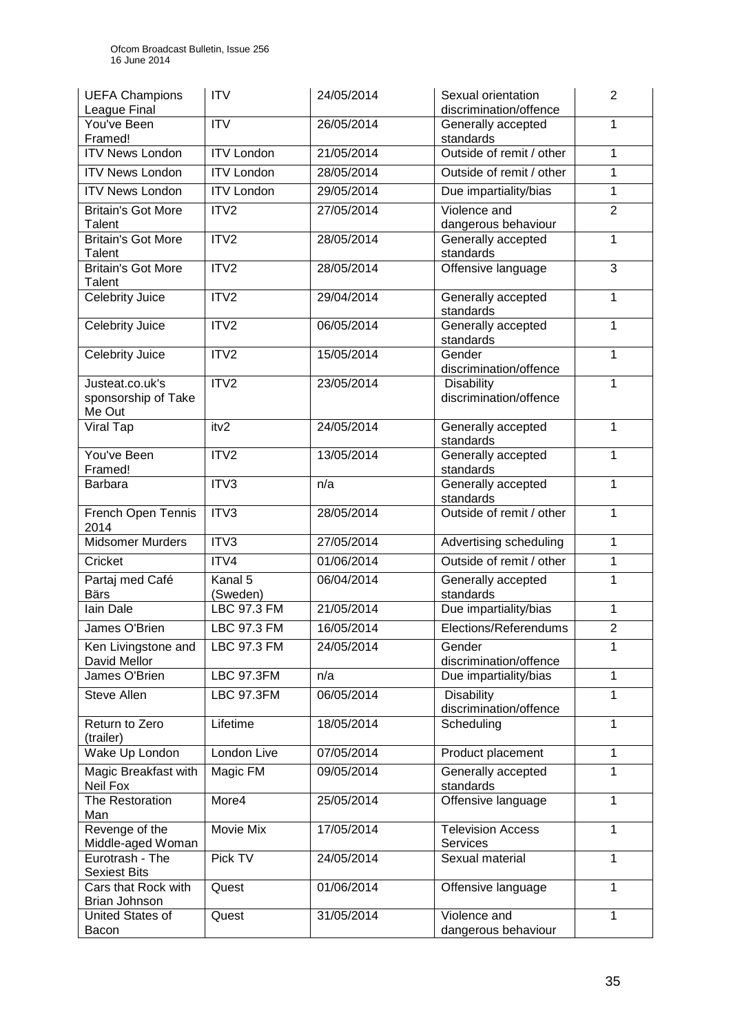| UEFA Champions League Final | ITV | 24/05/2014 | Sexual orientation discrimination/offence | 2 |
|---|---|---|---|---|
| You've Been Framed! | ITV | 26/05/2014 | Generally accepted standards | 1 |
| ITV News London | ITV London | 21/05/2014 | Outside of remit / other | 1 |
| ITV News London | ITV London | 28/05/2014 | Outside of remit / other | 1 |
| ITV News London | ITV London | 29/05/2014 | Due impartiality/bias | 1 |
| Britain's Got More Talent | ITV2 | 27/05/2014 | Violence and dangerous behaviour | 2 |
| Britain's Got More Talent | ITV2 | 28/05/2014 | Generally accepted standards | 1 |
| Britain's Got More Talent | ITV2 | 28/05/2014 | Offensive language | 3 |
| Celebrity Juice | ITV2 | 29/04/2014 | Generally accepted standards | 1 |
| Celebrity Juice | ITV2 | 06/05/2014 | Generally accepted standards | 1 |
| Celebrity Juice | ITV2 | 15/05/2014 | Gender discrimination/offence | 1 |
| Justeat.co.uk's sponsorship of Take Me Out | ITV2 | 23/05/2014 | Disability discrimination/offence | 1 |
| Viral Tap | itv2 | 24/05/2014 | Generally accepted standards | 1 |
| You've Been Framed! | ITV2 | 13/05/2014 | Generally accepted standards | 1 |
| Barbara | ITV3 | n/a | Generally accepted standards | 1 |
| French Open Tennis 2014 | ITV3 | 28/05/2014 | Outside of remit / other | 1 |
| Midsomer Murders | ITV3 | 27/05/2014 | Advertising scheduling | 1 |
| Cricket | ITV4 | 01/06/2014 | Outside of remit / other | 1 |
| Partaj med Café Bärs | Kanal 5 (Sweden) | 06/04/2014 | Generally accepted standards | 1 |
| Iain Dale | LBC 97.3 FM | 21/05/2014 | Due impartiality/bias | 1 |
| James O'Brien | LBC 97.3 FM | 16/05/2014 | Elections/Referendums | 2 |
| Ken Livingstone and David Mellor | LBC 97.3 FM | 24/05/2014 | Gender discrimination/offence | 1 |
| James O'Brien | LBC 97.3FM | n/a | Due impartiality/bias | 1 |
| Steve Allen | LBC 97.3FM | 06/05/2014 | Disability discrimination/offence | 1 |
| Return to Zero (trailer) | Lifetime | 18/05/2014 | Scheduling | 1 |
| Wake Up London | London Live | 07/05/2014 | Product placement | 1 |
| Magic Breakfast with Neil Fox | Magic FM | 09/05/2014 | Generally accepted standards | 1 |
| The Restoration Man | More4 | 25/05/2014 | Offensive language | 1 |
| Revenge of the Middle-aged Woman | Movie Mix | 17/05/2014 | Television Access Services | 1 |
| Eurotrash - The Sexiest Bits | Pick TV | 24/05/2014 | Sexual material | 1 |
| Cars that Rock with Brian Johnson | Quest | 01/06/2014 | Offensive language | 1 |
| United States of Bacon | Quest | 31/05/2014 | Violence and dangerous behaviour | 1 |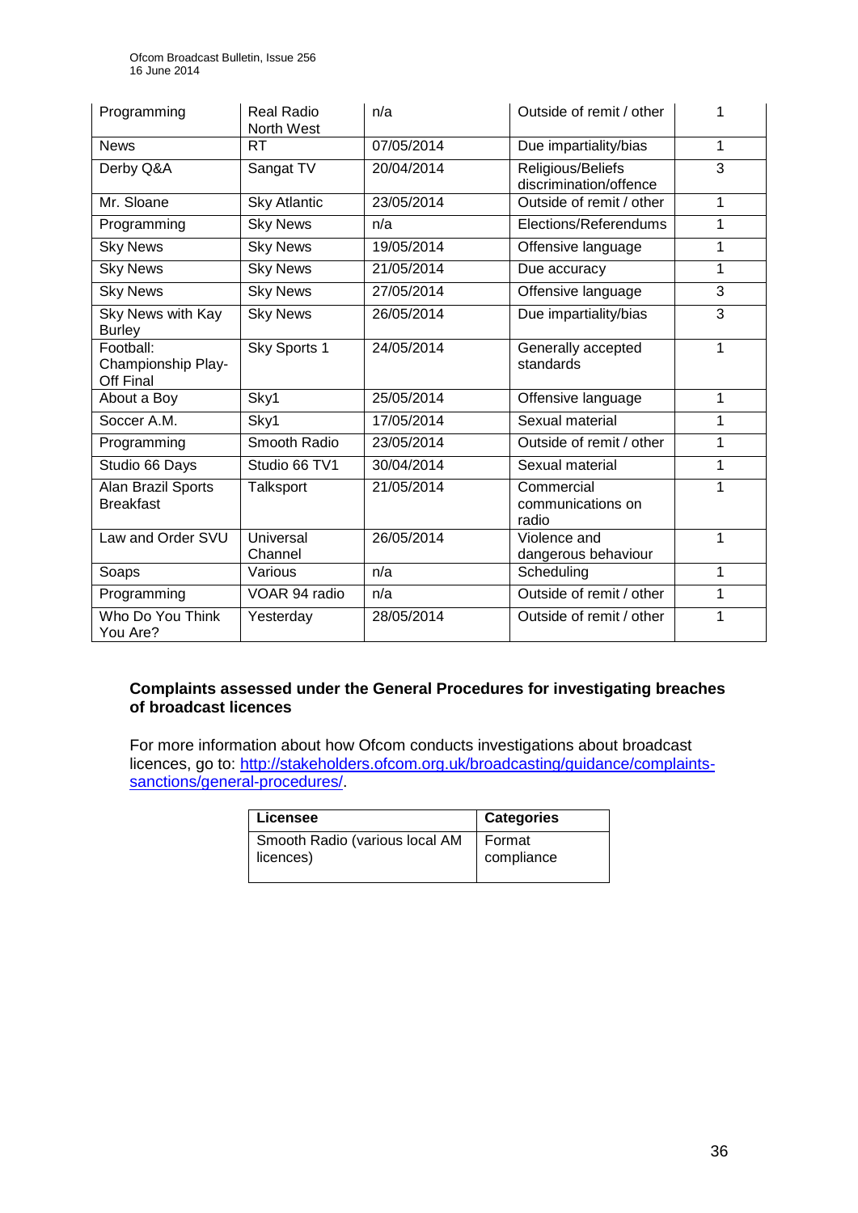| Programming | Real Radio North West | n/a | Outside of remit / other | 1 |
|---|---|---|---|---|
| News | RT | 07/05/2014 | Due impartiality/bias | 1 |
| Derby Q&A | Sangat TV | 20/04/2014 | Religious/Beliefs discrimination/offence | 3 |
| Mr. Sloane | Sky Atlantic | 23/05/2014 | Outside of remit / other | 1 |
| Programming | Sky News | n/a | Elections/Referendums | 1 |
| Sky News | Sky News | 19/05/2014 | Offensive language | 1 |
| Sky News | Sky News | 21/05/2014 | Due accuracy | 1 |
| Sky News | Sky News | 27/05/2014 | Offensive language | 3 |
| Sky News with Kay Burley | Sky News | 26/05/2014 | Due impartiality/bias | 3 |
| Football: Championship Play-Off Final | Sky Sports 1 | 24/05/2014 | Generally accepted standards | 1 |
| About a Boy | Sky1 | 25/05/2014 | Offensive language | 1 |
| Soccer A.M. | Sky1 | 17/05/2014 | Sexual material | 1 |
| Programming | Smooth Radio | 23/05/2014 | Outside of remit / other | 1 |
| Studio 66 Days | Studio 66 TV1 | 30/04/2014 | Sexual material | 1 |
| Alan Brazil Sports Breakfast | Talksport | 21/05/2014 | Commercial communications on radio | 1 |
| Law and Order SVU | Universal Channel | 26/05/2014 | Violence and dangerous behaviour | 1 |
| Soaps | Various | n/a | Scheduling | 1 |
| Programming | VOAR 94 radio | n/a | Outside of remit / other | 1 |
| Who Do You Think You Are? | Yesterday | 28/05/2014 | Outside of remit / other | 1 |

## Complaints assessed under the General Procedures for investigating breaches of broadcast licences

For more information about how Ofcom conducts investigations about broadcast licences, go to: http://stakeholders.ofcom.org.uk/broadcasting/guidance/complaints-sanctions/general-procedures/.

| Licensee | Categories |
|---|---|
| Smooth Radio (various local AM licences) | Format compliance |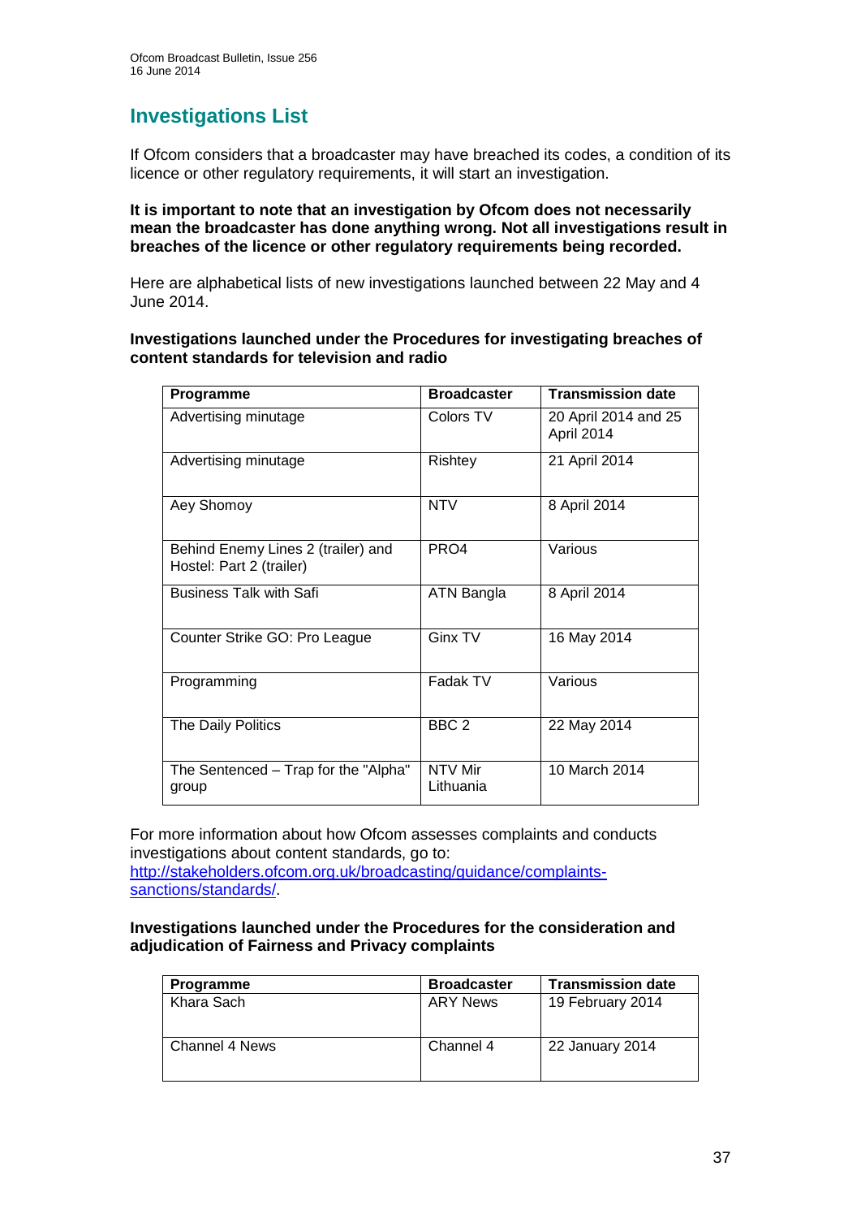## Investigations List

If Ofcom considers that a broadcaster may have breached its codes, a condition of its licence or other regulatory requirements, it will start an investigation.

**It is important to note that an investigation by Ofcom does not necessarily mean the broadcaster has done anything wrong. Not all investigations result in breaches of the licence or other regulatory requirements being recorded.**

Here are alphabetical lists of new investigations launched between 22 May and 4 June 2014.

**Investigations launched under the Procedures for investigating breaches of content standards for television and radio**

| Programme | Broadcaster | Transmission date |
|---|---|---|
| Advertising minutage | Colors TV | 20 April 2014 and 25 April 2014 |
| Advertising minutage | Rishtey | 21 April 2014 |
| Aey Shomoy | NTV | 8 April 2014 |
| Behind Enemy Lines 2 (trailer) and Hostel: Part 2 (trailer) | PRO4 | Various |
| Business Talk with Safi | ATN Bangla | 8 April 2014 |
| Counter Strike GO: Pro League | Ginx TV | 16 May 2014 |
| Programming | Fadak TV | Various |
| The Daily Politics | BBC 2 | 22 May 2014 |
| The Sentenced – Trap for the "Alpha" group | NTV Mir Lithuania | 10 March 2014 |

For more information about how Ofcom assesses complaints and conducts investigations about content standards, go to: [http://stakeholders.ofcom.org.uk/broadcasting/guidance/complaints-sanctions/standards/](http://stakeholders.ofcom.org.uk/broadcasting/guidance/complaints-sanctions/standards/).

**Investigations launched under the Procedures for the consideration and adjudication of Fairness and Privacy complaints**

| Programme | Broadcaster | Transmission date |
|---|---|---|
| Khara Sach | ARY News | 19 February 2014 |
| Channel 4 News | Channel 4 | 22 January 2014 |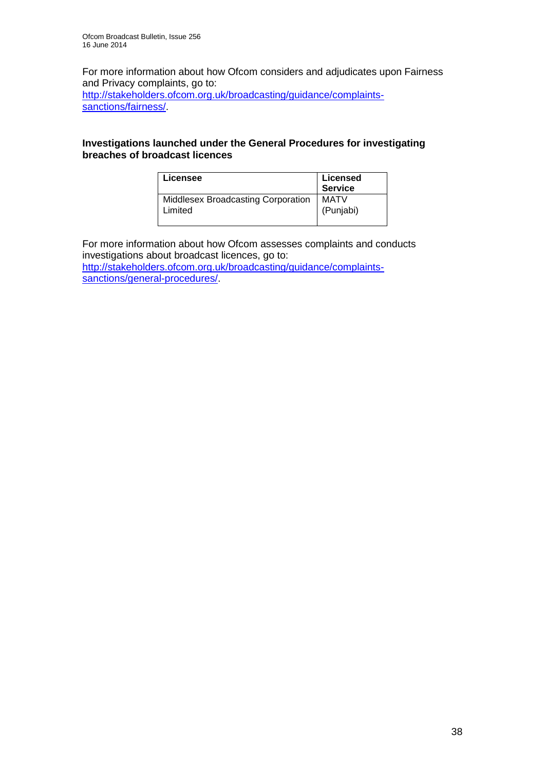For more information about how Ofcom considers and adjudicates upon Fairness and Privacy complaints, go to: http://stakeholders.ofcom.org.uk/broadcasting/guidance/complaints-sanctions/fairness/.

**Investigations launched under the General Procedures for investigating breaches of broadcast licences**

| Licensee | Licensed Service |
|---|---|
| Middlesex Broadcasting Corporation Limited | MATV (Punjabi) |

For more information about how Ofcom assesses complaints and conducts investigations about broadcast licences, go to: http://stakeholders.ofcom.org.uk/broadcasting/guidance/complaints-sanctions/general-procedures/.